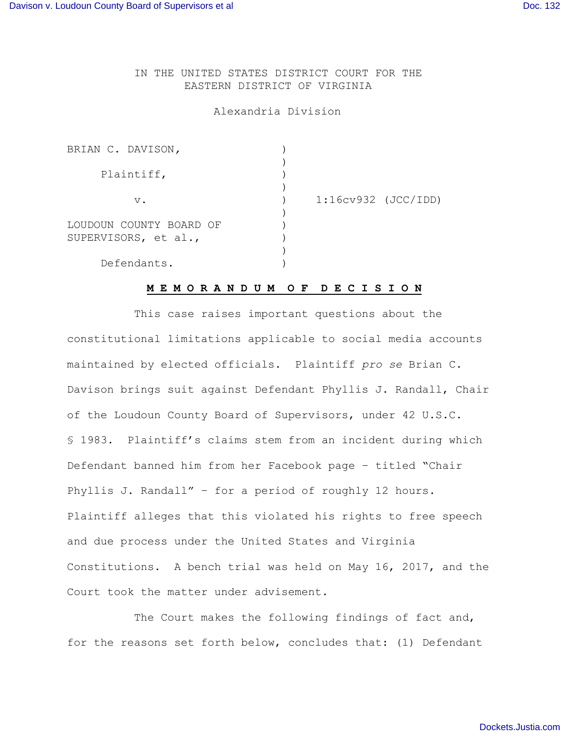IN THE UNITED STATES DISTRICT COURT FOR THE
EASTERN DISTRICT OF VIRGINIA

Alexandria Division

| | | |
|---|---|---|
| BRIAN C. DAVISON, | ) | |
| Plaintiff, | ) | |
| v. | ) | 1:16cv932 (JCC/IDD) |
| LOUDOUN COUNTY BOARD OF SUPERVISORS, et al., | ) | |
| Defendants. | ) | |

## M E M O R A N D U M   O F   D E C I S I O N

This case raises important questions about the constitutional limitations applicable to social media accounts maintained by elected officials. Plaintiff *pro se* Brian C. Davison brings suit against Defendant Phyllis J. Randall, Chair of the Loudoun County Board of Supervisors, under 42 U.S.C. § 1983. Plaintiff's claims stem from an incident during which Defendant banned him from her Facebook page – titled "Chair Phyllis J. Randall" – for a period of roughly 12 hours. Plaintiff alleges that this violated his rights to free speech and due process under the United States and Virginia Constitutions. A bench trial was held on May 16, 2017, and the Court took the matter under advisement.

The Court makes the following findings of fact and, for the reasons set forth below, concludes that: (1) Defendant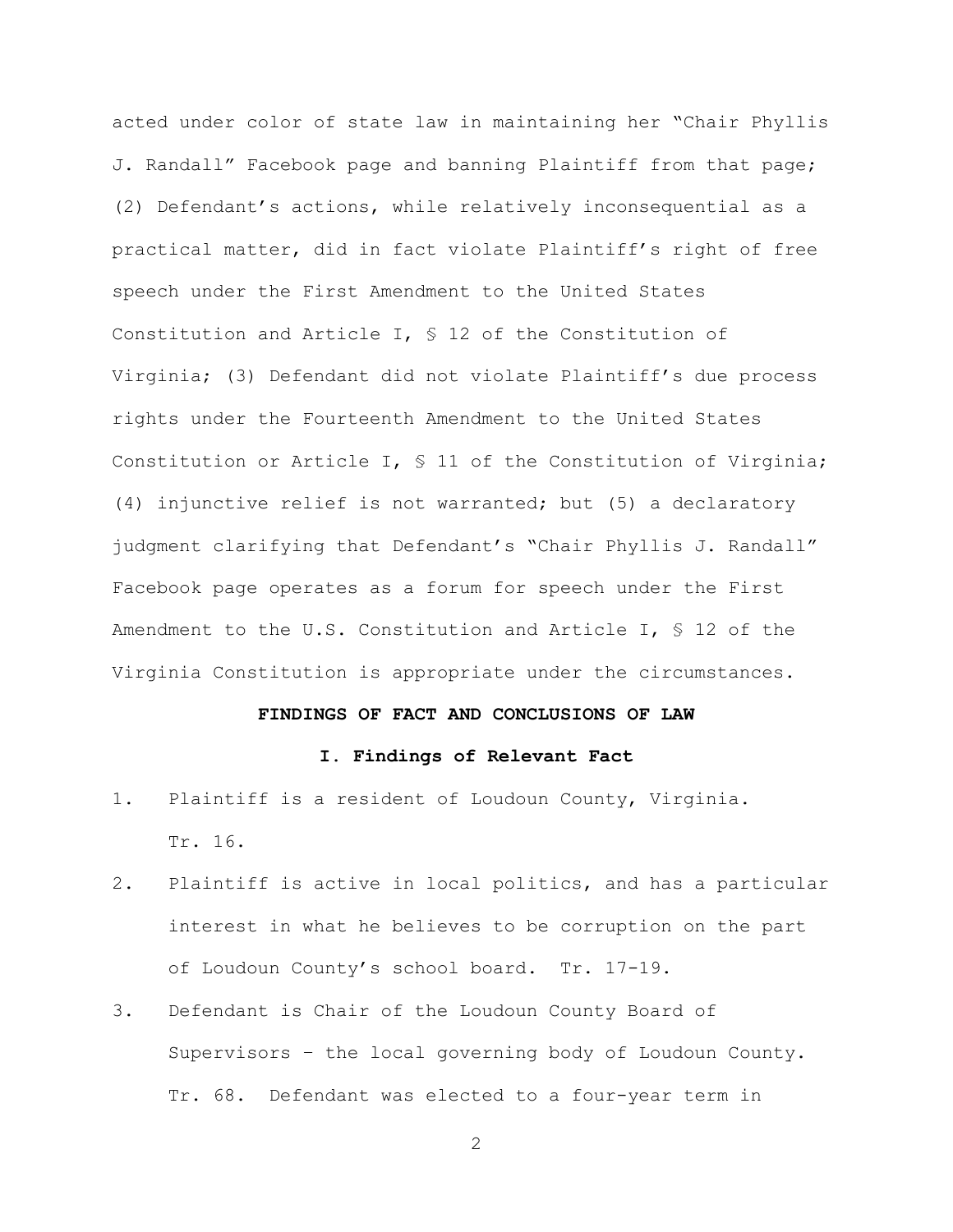acted under color of state law in maintaining her "Chair Phyllis J. Randall" Facebook page and banning Plaintiff from that page; (2) Defendant's actions, while relatively inconsequential as a practical matter, did in fact violate Plaintiff's right of free speech under the First Amendment to the United States Constitution and Article I, § 12 of the Constitution of Virginia; (3) Defendant did not violate Plaintiff's due process rights under the Fourteenth Amendment to the United States Constitution or Article I, § 11 of the Constitution of Virginia; (4) injunctive relief is not warranted; but (5) a declaratory judgment clarifying that Defendant's "Chair Phyllis J. Randall" Facebook page operates as a forum for speech under the First Amendment to the U.S. Constitution and Article I, § 12 of the Virginia Constitution is appropriate under the circumstances.

## FINDINGS OF FACT AND CONCLUSIONS OF LAW

### I. Findings of Relevant Fact

1. Plaintiff is a resident of Loudoun County, Virginia. Tr. 16.
2. Plaintiff is active in local politics, and has a particular interest in what he believes to be corruption on the part of Loudoun County's school board. Tr. 17-19.
3. Defendant is Chair of the Loudoun County Board of Supervisors – the local governing body of Loudoun County. Tr. 68. Defendant was elected to a four-year term in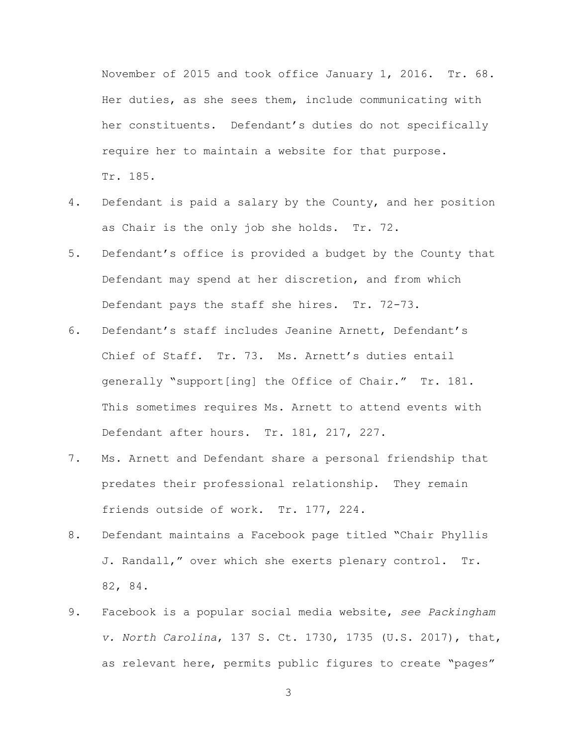November of 2015 and took office January 1, 2016. Tr. 68. Her duties, as she sees them, include communicating with her constituents. Defendant's duties do not specifically require her to maintain a website for that purpose. Tr. 185.

4. Defendant is paid a salary by the County, and her position as Chair is the only job she holds. Tr. 72.
5. Defendant's office is provided a budget by the County that Defendant may spend at her discretion, and from which Defendant pays the staff she hires. Tr. 72-73.
6. Defendant's staff includes Jeanine Arnett, Defendant's Chief of Staff. Tr. 73. Ms. Arnett's duties entail generally "support[ing] the Office of Chair." Tr. 181. This sometimes requires Ms. Arnett to attend events with Defendant after hours. Tr. 181, 217, 227.
7. Ms. Arnett and Defendant share a personal friendship that predates their professional relationship. They remain friends outside of work. Tr. 177, 224.
8. Defendant maintains a Facebook page titled "Chair Phyllis J. Randall," over which she exerts plenary control. Tr. 82, 84.
9. Facebook is a popular social media website, *see Packingham v. North Carolina*, 137 S. Ct. 1730, 1735 (U.S. 2017), that, as relevant here, permits public figures to create "pages"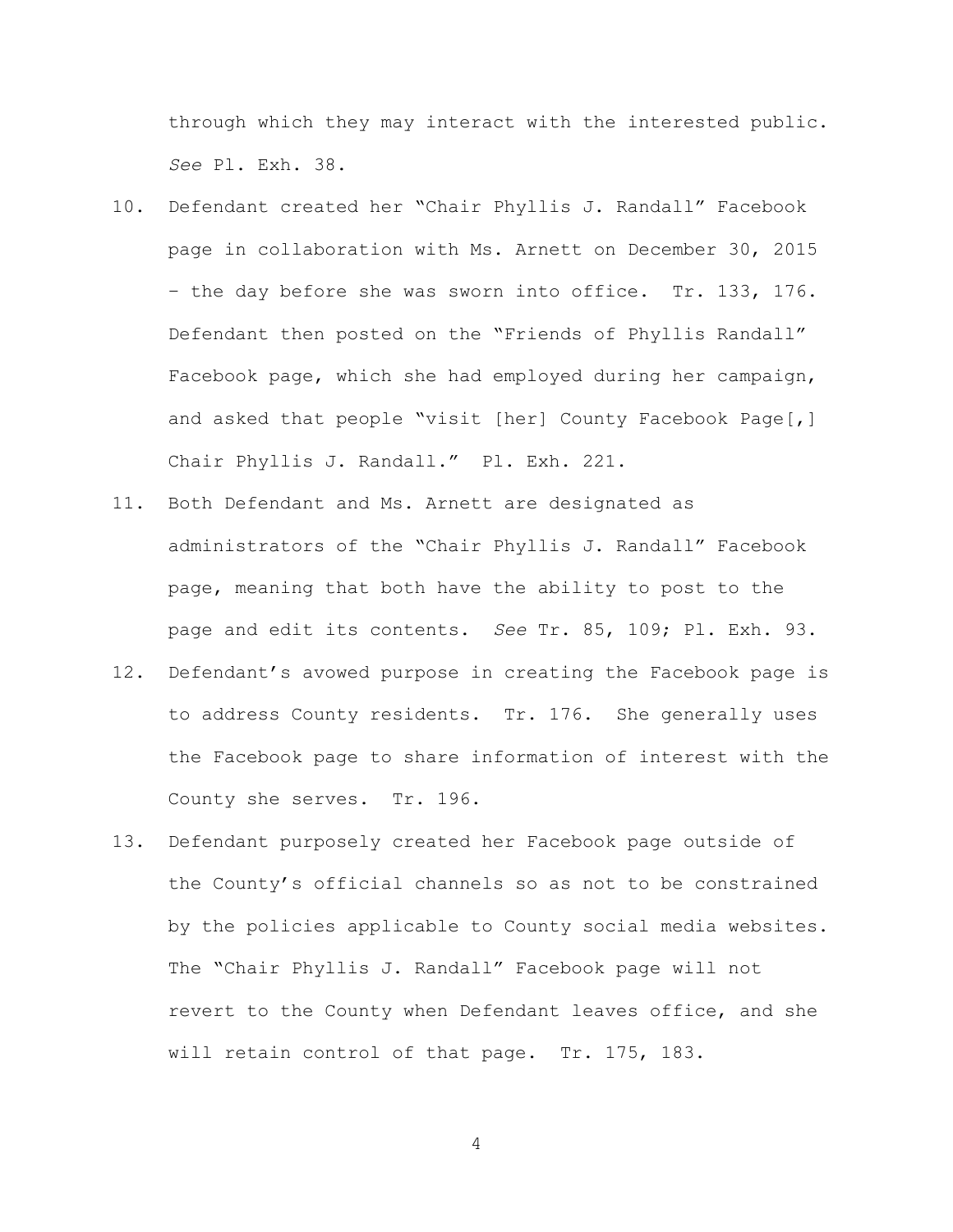through which they may interact with the interested public. *See* Pl. Exh. 38.

10. Defendant created her "Chair Phyllis J. Randall" Facebook page in collaboration with Ms. Arnett on December 30, 2015 – the day before she was sworn into office. Tr. 133, 176. Defendant then posted on the "Friends of Phyllis Randall" Facebook page, which she had employed during her campaign, and asked that people "visit [her] County Facebook Page[,] Chair Phyllis J. Randall." Pl. Exh. 221.

11. Both Defendant and Ms. Arnett are designated as administrators of the "Chair Phyllis J. Randall" Facebook page, meaning that both have the ability to post to the page and edit its contents. *See* Tr. 85, 109; Pl. Exh. 93.

12. Defendant's avowed purpose in creating the Facebook page is to address County residents. Tr. 176. She generally uses the Facebook page to share information of interest with the County she serves. Tr. 196.

13. Defendant purposely created her Facebook page outside of the County's official channels so as not to be constrained by the policies applicable to County social media websites. The "Chair Phyllis J. Randall" Facebook page will not revert to the County when Defendant leaves office, and she will retain control of that page. Tr. 175, 183.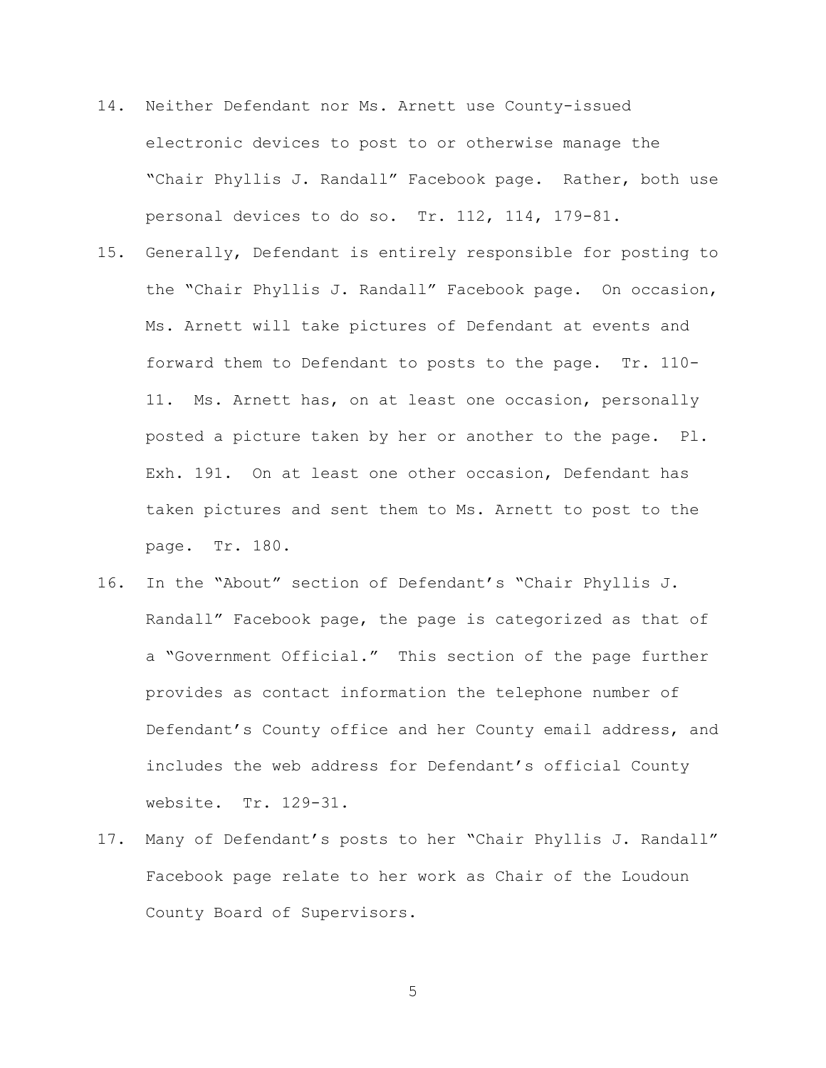14. Neither Defendant nor Ms. Arnett use County-issued electronic devices to post to or otherwise manage the "Chair Phyllis J. Randall" Facebook page. Rather, both use personal devices to do so. Tr. 112, 114, 179-81.

15. Generally, Defendant is entirely responsible for posting to the "Chair Phyllis J. Randall" Facebook page. On occasion, Ms. Arnett will take pictures of Defendant at events and forward them to Defendant to posts to the page. Tr. 110-11. Ms. Arnett has, on at least one occasion, personally posted a picture taken by her or another to the page. Pl. Exh. 191. On at least one other occasion, Defendant has taken pictures and sent them to Ms. Arnett to post to the page. Tr. 180.

16. In the "About" section of Defendant's "Chair Phyllis J. Randall" Facebook page, the page is categorized as that of a "Government Official." This section of the page further provides as contact information the telephone number of Defendant's County office and her County email address, and includes the web address for Defendant's official County website. Tr. 129-31.

17. Many of Defendant's posts to her "Chair Phyllis J. Randall" Facebook page relate to her work as Chair of the Loudoun County Board of Supervisors.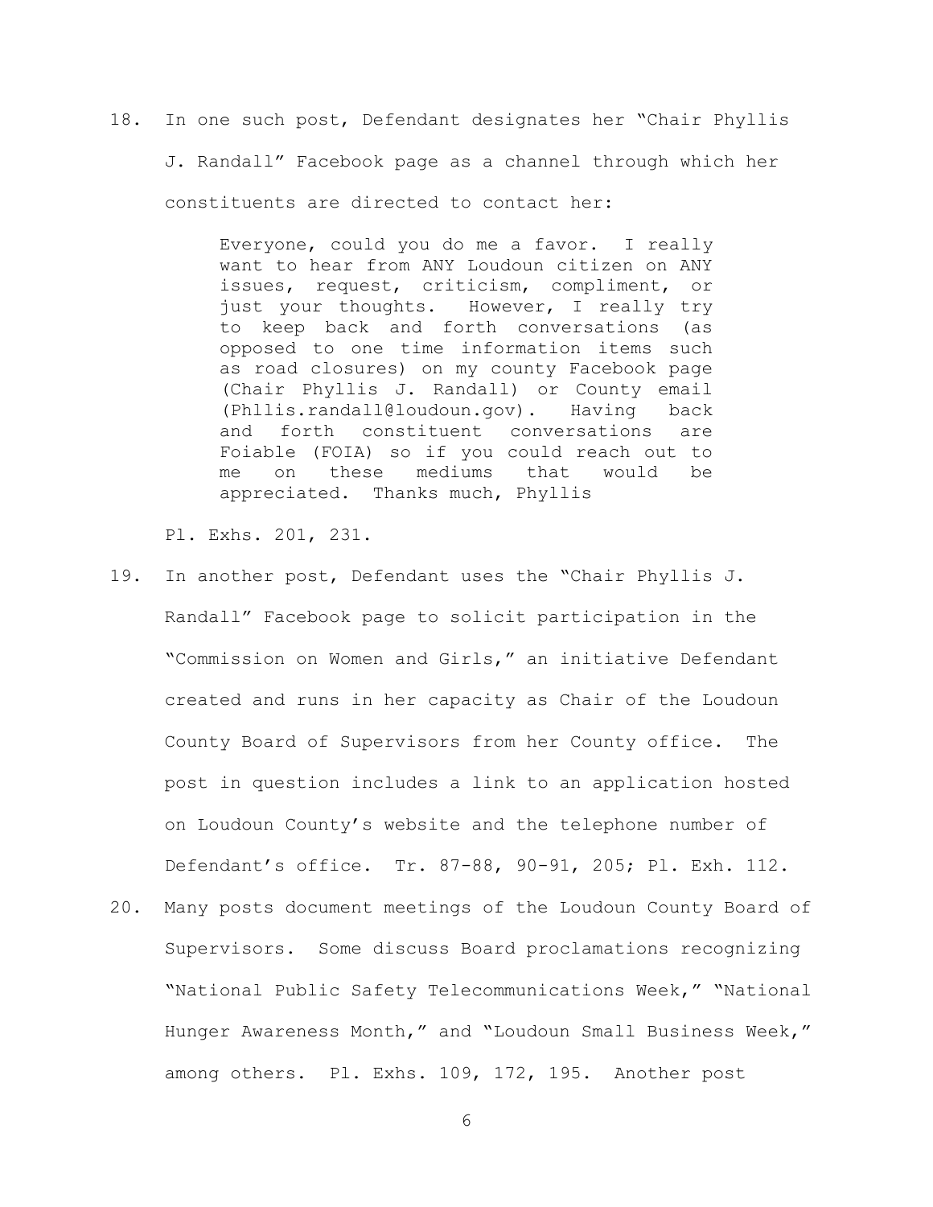18. In one such post, Defendant designates her "Chair Phyllis J. Randall" Facebook page as a channel through which her constituents are directed to contact her:

> Everyone, could you do me a favor. I really want to hear from ANY Loudoun citizen on ANY issues, request, criticism, compliment, or just your thoughts. However, I really try to keep back and forth conversations (as opposed to one time information items such as road closures) on my county Facebook page (Chair Phyllis J. Randall) or County email (Phllis.randall@loudoun.gov). Having back and forth constituent conversations are Foiable (FOIA) so if you could reach out to me on these mediums that would be appreciated. Thanks much, Phyllis

Pl. Exhs. 201, 231.

19. In another post, Defendant uses the "Chair Phyllis J. Randall" Facebook page to solicit participation in the "Commission on Women and Girls," an initiative Defendant created and runs in her capacity as Chair of the Loudoun County Board of Supervisors from her County office. The post in question includes a link to an application hosted on Loudoun County's website and the telephone number of Defendant's office. Tr. 87-88, 90-91, 205; Pl. Exh. 112.

20. Many posts document meetings of the Loudoun County Board of Supervisors. Some discuss Board proclamations recognizing "National Public Safety Telecommunications Week," "National Hunger Awareness Month," and "Loudoun Small Business Week," among others. Pl. Exhs. 109, 172, 195. Another post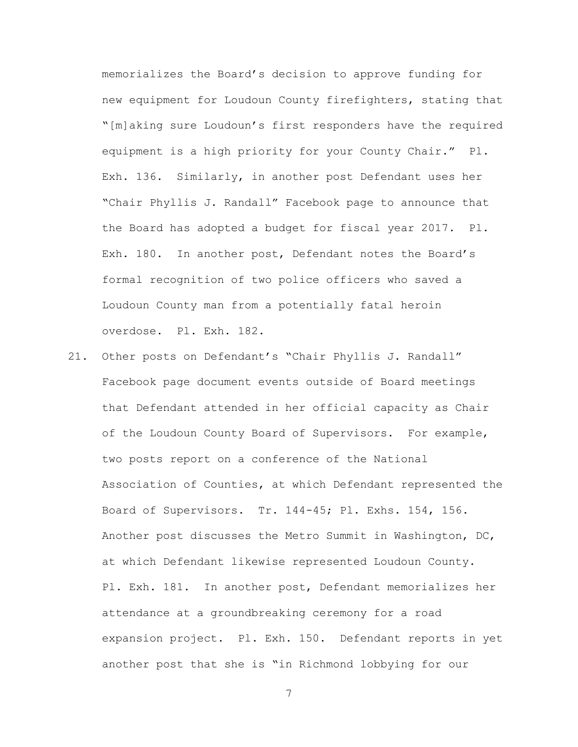memorializes the Board's decision to approve funding for new equipment for Loudoun County firefighters, stating that "[m]aking sure Loudoun's first responders have the required equipment is a high priority for your County Chair." Pl. Exh. 136. Similarly, in another post Defendant uses her "Chair Phyllis J. Randall" Facebook page to announce that the Board has adopted a budget for fiscal year 2017. Pl. Exh. 180. In another post, Defendant notes the Board's formal recognition of two police officers who saved a Loudoun County man from a potentially fatal heroin overdose. Pl. Exh. 182.

21. Other posts on Defendant's "Chair Phyllis J. Randall" Facebook page document events outside of Board meetings that Defendant attended in her official capacity as Chair of the Loudoun County Board of Supervisors. For example, two posts report on a conference of the National Association of Counties, at which Defendant represented the Board of Supervisors. Tr. 144-45; Pl. Exhs. 154, 156. Another post discusses the Metro Summit in Washington, DC, at which Defendant likewise represented Loudoun County. Pl. Exh. 181. In another post, Defendant memorializes her attendance at a groundbreaking ceremony for a road expansion project. Pl. Exh. 150. Defendant reports in yet another post that she is "in Richmond lobbying for our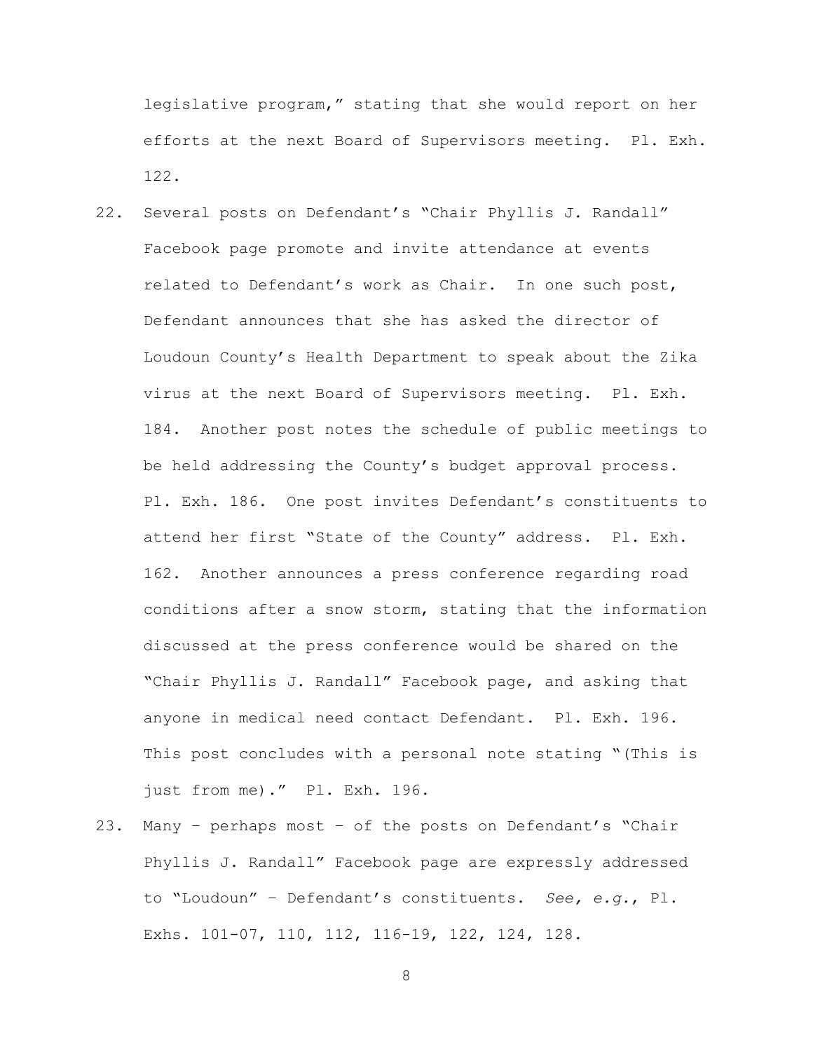legislative program," stating that she would report on her efforts at the next Board of Supervisors meeting. Pl. Exh. 122.

22. Several posts on Defendant's "Chair Phyllis J. Randall" Facebook page promote and invite attendance at events related to Defendant's work as Chair. In one such post, Defendant announces that she has asked the director of Loudoun County's Health Department to speak about the Zika virus at the next Board of Supervisors meeting. Pl. Exh. 184. Another post notes the schedule of public meetings to be held addressing the County's budget approval process. Pl. Exh. 186. One post invites Defendant's constituents to attend her first "State of the County" address. Pl. Exh. 162. Another announces a press conference regarding road conditions after a snow storm, stating that the information discussed at the press conference would be shared on the "Chair Phyllis J. Randall" Facebook page, and asking that anyone in medical need contact Defendant. Pl. Exh. 196. This post concludes with a personal note stating "(This is just from me)." Pl. Exh. 196.

23. Many – perhaps most – of the posts on Defendant's "Chair Phyllis J. Randall" Facebook page are expressly addressed to "Loudoun" – Defendant's constituents. *See, e.g.*, Pl. Exhs. 101-07, 110, 112, 116-19, 122, 124, 128.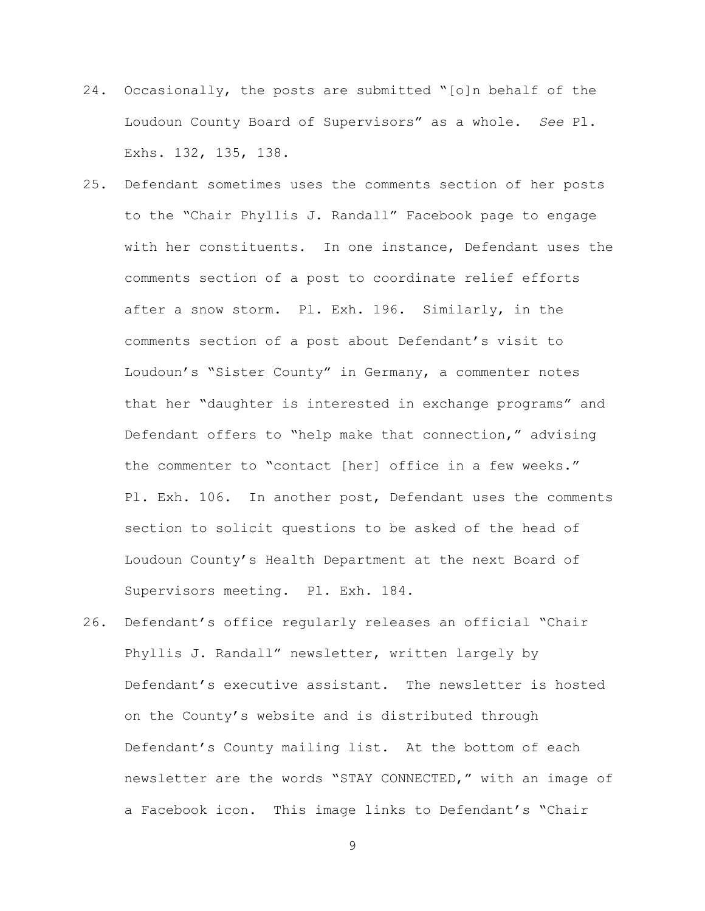24. Occasionally, the posts are submitted "[o]n behalf of the Loudoun County Board of Supervisors" as a whole. *See* Pl. Exhs. 132, 135, 138.

25. Defendant sometimes uses the comments section of her posts to the "Chair Phyllis J. Randall" Facebook page to engage with her constituents. In one instance, Defendant uses the comments section of a post to coordinate relief efforts after a snow storm. Pl. Exh. 196. Similarly, in the comments section of a post about Defendant's visit to Loudoun's "Sister County" in Germany, a commenter notes that her "daughter is interested in exchange programs" and Defendant offers to "help make that connection," advising the commenter to "contact [her] office in a few weeks." Pl. Exh. 106. In another post, Defendant uses the comments section to solicit questions to be asked of the head of Loudoun County's Health Department at the next Board of Supervisors meeting. Pl. Exh. 184.

26. Defendant's office regularly releases an official "Chair Phyllis J. Randall" newsletter, written largely by Defendant's executive assistant. The newsletter is hosted on the County's website and is distributed through Defendant's County mailing list. At the bottom of each newsletter are the words "STAY CONNECTED," with an image of a Facebook icon. This image links to Defendant's "Chair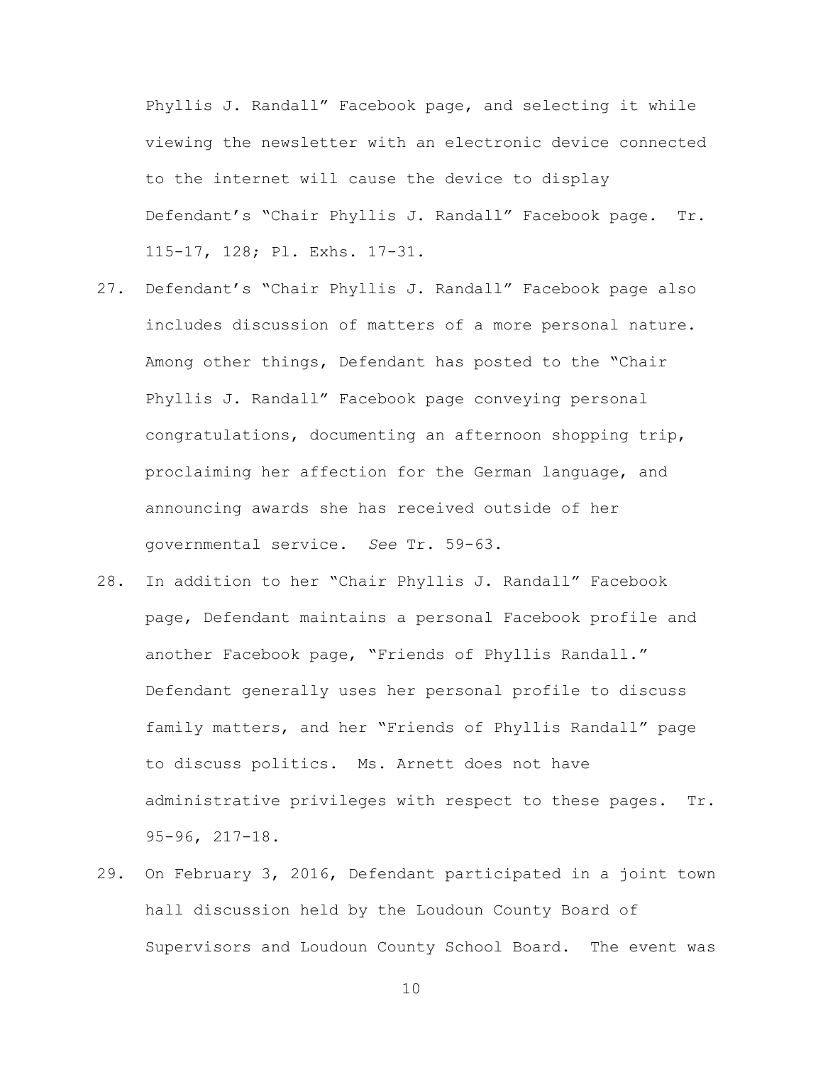Phyllis J. Randall" Facebook page, and selecting it while viewing the newsletter with an electronic device connected to the internet will cause the device to display Defendant's "Chair Phyllis J. Randall" Facebook page. Tr. 115-17, 128; Pl. Exhs. 17-31.

27. Defendant's "Chair Phyllis J. Randall" Facebook page also includes discussion of matters of a more personal nature. Among other things, Defendant has posted to the "Chair Phyllis J. Randall" Facebook page conveying personal congratulations, documenting an afternoon shopping trip, proclaiming her affection for the German language, and announcing awards she has received outside of her governmental service. *See* Tr. 59-63.

28. In addition to her "Chair Phyllis J. Randall" Facebook page, Defendant maintains a personal Facebook profile and another Facebook page, "Friends of Phyllis Randall." Defendant generally uses her personal profile to discuss family matters, and her "Friends of Phyllis Randall" page to discuss politics. Ms. Arnett does not have administrative privileges with respect to these pages. Tr. 95-96, 217-18.

29. On February 3, 2016, Defendant participated in a joint town hall discussion held by the Loudoun County Board of Supervisors and Loudoun County School Board. The event was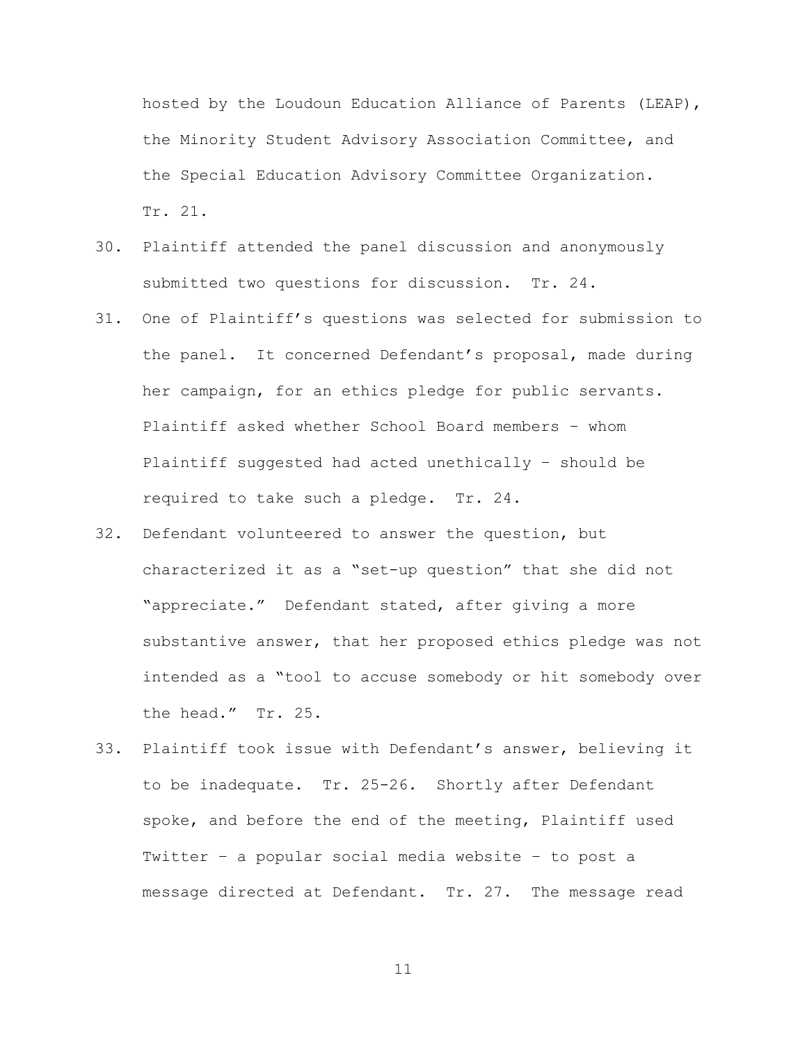hosted by the Loudoun Education Alliance of Parents (LEAP), the Minority Student Advisory Association Committee, and the Special Education Advisory Committee Organization. Tr. 21.

30. Plaintiff attended the panel discussion and anonymously submitted two questions for discussion. Tr. 24.

31. One of Plaintiff's questions was selected for submission to the panel. It concerned Defendant's proposal, made during her campaign, for an ethics pledge for public servants. Plaintiff asked whether School Board members – whom Plaintiff suggested had acted unethically – should be required to take such a pledge. Tr. 24.

32. Defendant volunteered to answer the question, but characterized it as a "set-up question" that she did not "appreciate." Defendant stated, after giving a more substantive answer, that her proposed ethics pledge was not intended as a "tool to accuse somebody or hit somebody over the head." Tr. 25.

33. Plaintiff took issue with Defendant's answer, believing it to be inadequate. Tr. 25-26. Shortly after Defendant spoke, and before the end of the meeting, Plaintiff used Twitter – a popular social media website – to post a message directed at Defendant. Tr. 27. The message read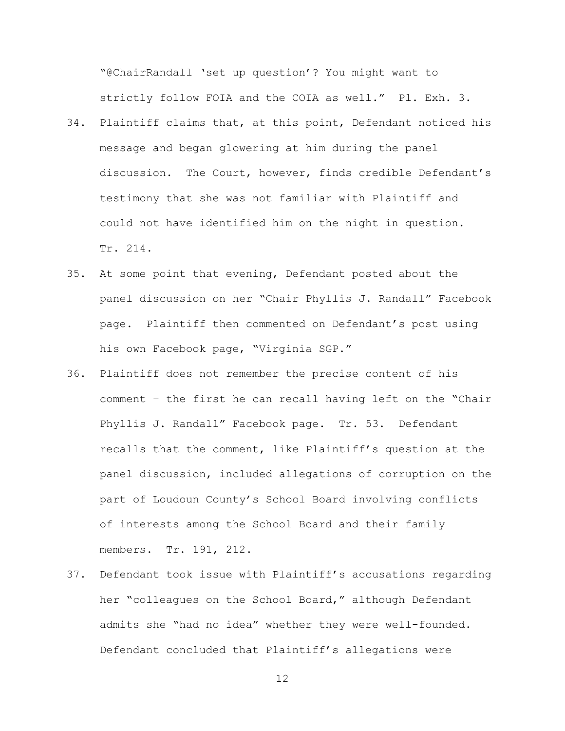"@ChairRandall 'set up question'? You might want to strictly follow FOIA and the COIA as well." Pl. Exh. 3.

34. Plaintiff claims that, at this point, Defendant noticed his message and began glowering at him during the panel discussion. The Court, however, finds credible Defendant's testimony that she was not familiar with Plaintiff and could not have identified him on the night in question. Tr. 214.

35. At some point that evening, Defendant posted about the panel discussion on her "Chair Phyllis J. Randall" Facebook page. Plaintiff then commented on Defendant's post using his own Facebook page, "Virginia SGP."

36. Plaintiff does not remember the precise content of his comment – the first he can recall having left on the "Chair Phyllis J. Randall" Facebook page. Tr. 53. Defendant recalls that the comment, like Plaintiff's question at the panel discussion, included allegations of corruption on the part of Loudoun County's School Board involving conflicts of interests among the School Board and their family members. Tr. 191, 212.

37. Defendant took issue with Plaintiff's accusations regarding her "colleagues on the School Board," although Defendant admits she "had no idea" whether they were well-founded. Defendant concluded that Plaintiff's allegations were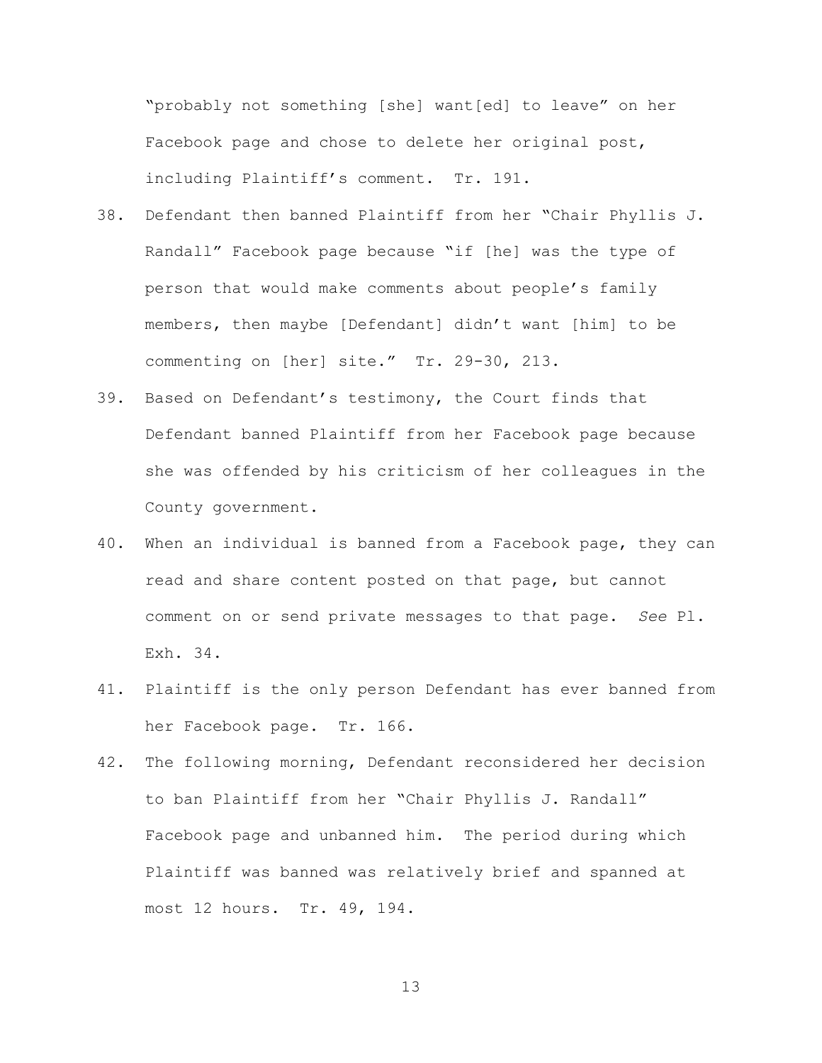"probably not something [she] want[ed] to leave" on her Facebook page and chose to delete her original post, including Plaintiff's comment. Tr. 191.

38. Defendant then banned Plaintiff from her "Chair Phyllis J. Randall" Facebook page because "if [he] was the type of person that would make comments about people's family members, then maybe [Defendant] didn't want [him] to be commenting on [her] site." Tr. 29-30, 213.

39. Based on Defendant's testimony, the Court finds that Defendant banned Plaintiff from her Facebook page because she was offended by his criticism of her colleagues in the County government.

40. When an individual is banned from a Facebook page, they can read and share content posted on that page, but cannot comment on or send private messages to that page. *See* Pl. Exh. 34.

41. Plaintiff is the only person Defendant has ever banned from her Facebook page. Tr. 166.

42. The following morning, Defendant reconsidered her decision to ban Plaintiff from her "Chair Phyllis J. Randall" Facebook page and unbanned him. The period during which Plaintiff was banned was relatively brief and spanned at most 12 hours. Tr. 49, 194.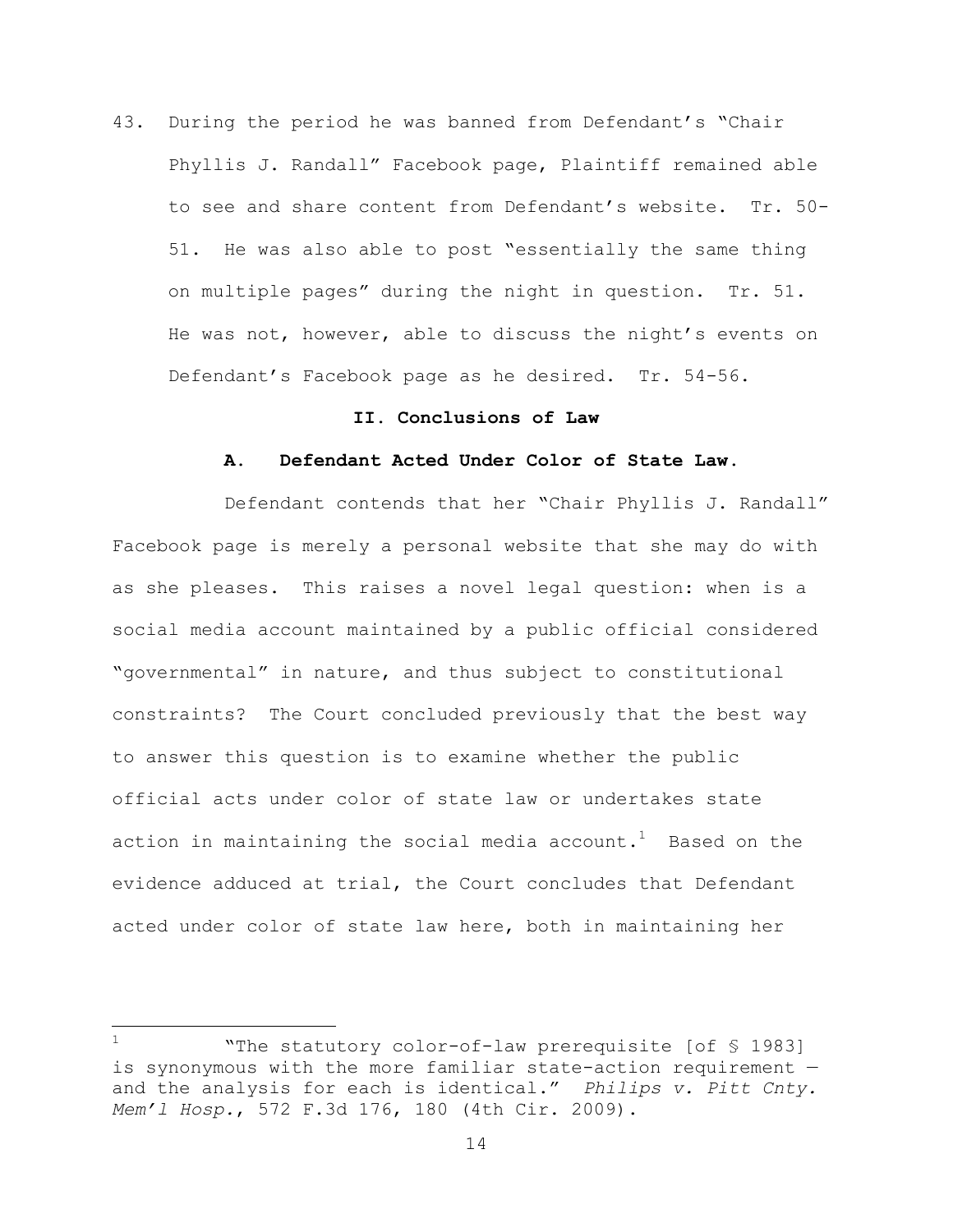43. During the period he was banned from Defendant's "Chair Phyllis J. Randall" Facebook page, Plaintiff remained able to see and share content from Defendant's website. Tr. 50-51. He was also able to post "essentially the same thing on multiple pages" during the night in question. Tr. 51. He was not, however, able to discuss the night's events on Defendant's Facebook page as he desired. Tr. 54-56.

## II. Conclusions of Law

### A. Defendant Acted Under Color of State Law.

Defendant contends that her "Chair Phyllis J. Randall" Facebook page is merely a personal website that she may do with as she pleases. This raises a novel legal question: when is a social media account maintained by a public official considered "governmental" in nature, and thus subject to constitutional constraints? The Court concluded previously that the best way to answer this question is to examine whether the public official acts under color of state law or undertakes state action in maintaining the social media account.[1] Based on the evidence adduced at trial, the Court concludes that Defendant acted under color of state law here, both in maintaining her

---

[1] "The statutory color-of-law prerequisite [of § 1983] is synonymous with the more familiar state-action requirement — and the analysis for each is identical." *Philips v. Pitt Cnty. Mem'l Hosp.*, 572 F.3d 176, 180 (4th Cir. 2009).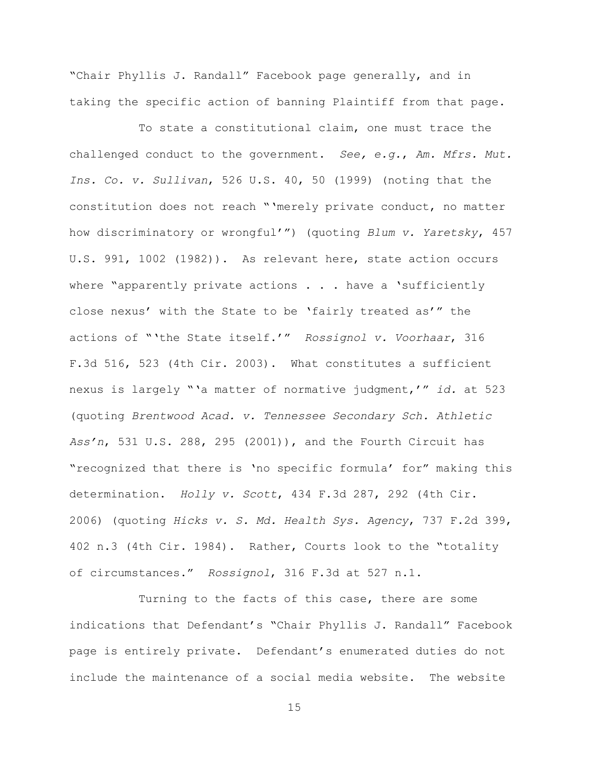"Chair Phyllis J. Randall" Facebook page generally, and in taking the specific action of banning Plaintiff from that page.

To state a constitutional claim, one must trace the challenged conduct to the government. *See, e.g.*, *Am. Mfrs. Mut. Ins. Co. v. Sullivan*, 526 U.S. 40, 50 (1999) (noting that the constitution does not reach "'merely private conduct, no matter how discriminatory or wrongful'") (quoting *Blum v. Yaretsky*, 457 U.S. 991, 1002 (1982)). As relevant here, state action occurs where "apparently private actions . . . have a 'sufficiently close nexus' with the State to be 'fairly treated as'" the actions of "'the State itself.'" *Rossignol v. Voorhaar*, 316 F.3d 516, 523 (4th Cir. 2003). What constitutes a sufficient nexus is largely "'a matter of normative judgment,'" *id.* at 523 (quoting *Brentwood Acad. v. Tennessee Secondary Sch. Athletic Ass'n*, 531 U.S. 288, 295 (2001)), and the Fourth Circuit has "recognized that there is 'no specific formula' for" making this determination. *Holly v. Scott*, 434 F.3d 287, 292 (4th Cir. 2006) (quoting *Hicks v. S. Md. Health Sys. Agency*, 737 F.2d 399, 402 n.3 (4th Cir. 1984). Rather, Courts look to the "totality of circumstances." *Rossignol*, 316 F.3d at 527 n.1.

Turning to the facts of this case, there are some indications that Defendant's "Chair Phyllis J. Randall" Facebook page is entirely private. Defendant's enumerated duties do not include the maintenance of a social media website. The website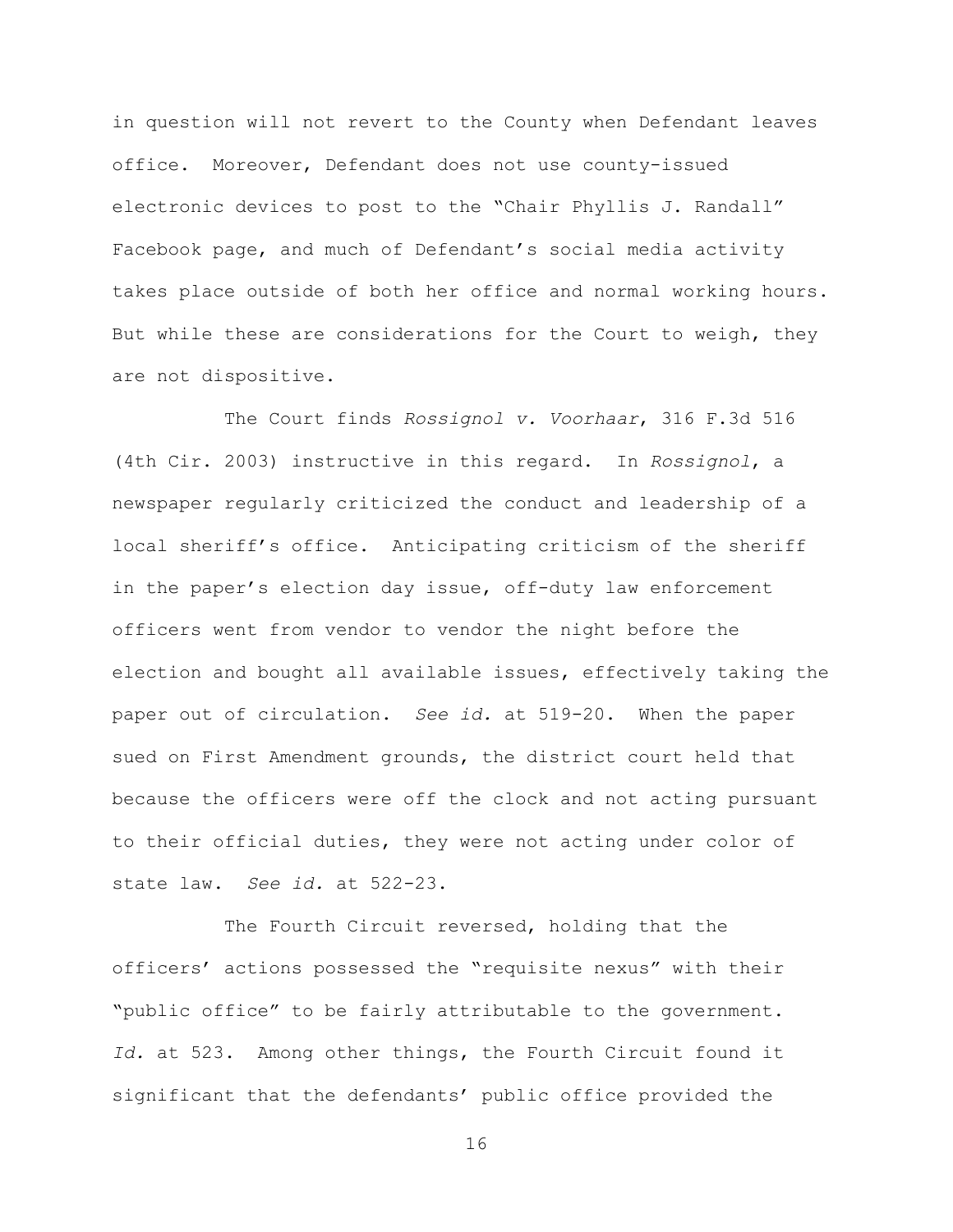in question will not revert to the County when Defendant leaves office. Moreover, Defendant does not use county-issued electronic devices to post to the "Chair Phyllis J. Randall" Facebook page, and much of Defendant's social media activity takes place outside of both her office and normal working hours. But while these are considerations for the Court to weigh, they are not dispositive.

The Court finds *Rossignol v. Voorhaar*, 316 F.3d 516 (4th Cir. 2003) instructive in this regard. In *Rossignol*, a newspaper regularly criticized the conduct and leadership of a local sheriff's office. Anticipating criticism of the sheriff in the paper's election day issue, off-duty law enforcement officers went from vendor to vendor the night before the election and bought all available issues, effectively taking the paper out of circulation. *See id.* at 519-20. When the paper sued on First Amendment grounds, the district court held that because the officers were off the clock and not acting pursuant to their official duties, they were not acting under color of state law. *See id.* at 522-23.

The Fourth Circuit reversed, holding that the officers' actions possessed the "requisite nexus" with their "public office" to be fairly attributable to the government. *Id.* at 523. Among other things, the Fourth Circuit found it significant that the defendants' public office provided the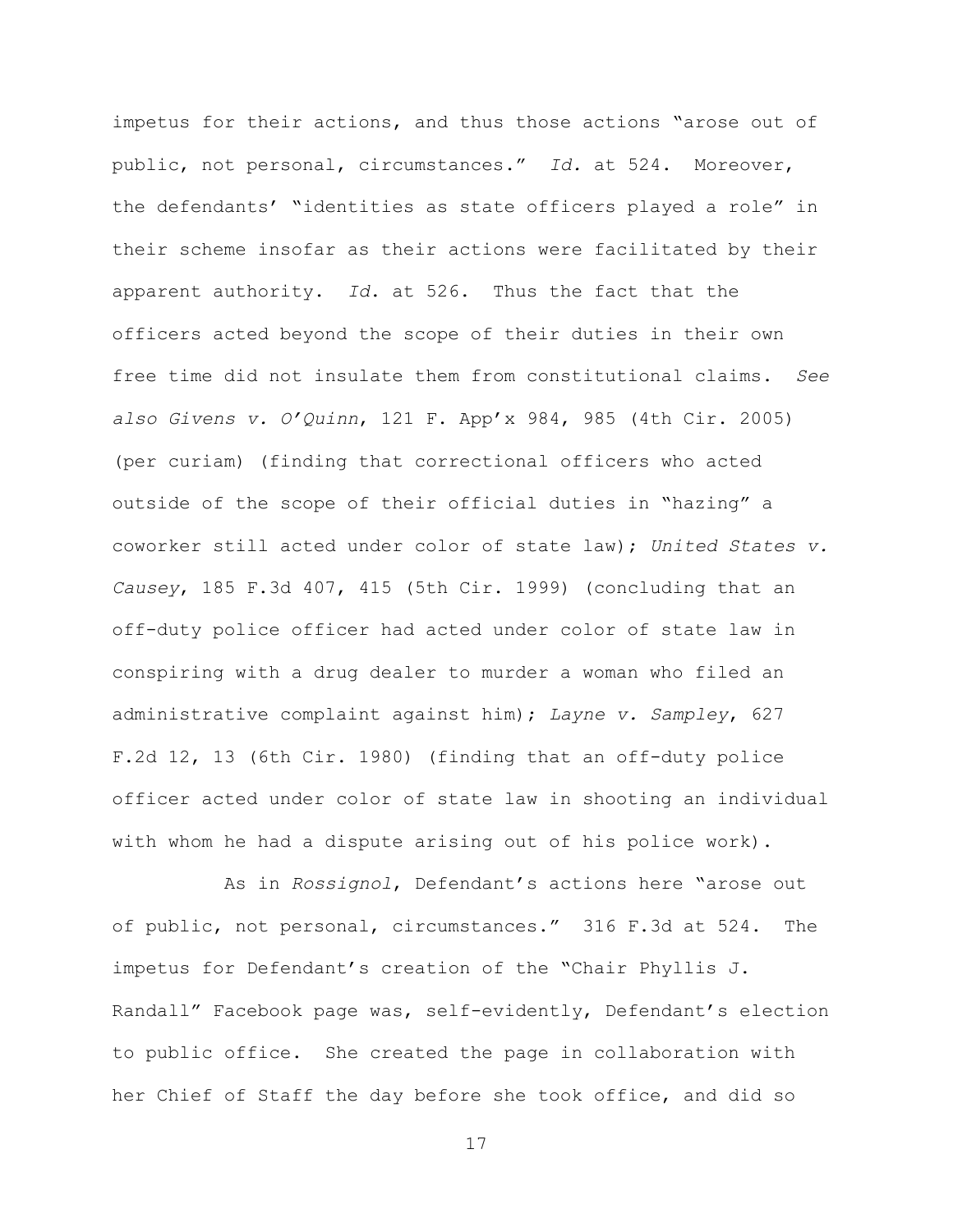impetus for their actions, and thus those actions "arose out of public, not personal, circumstances." *Id.* at 524. Moreover, the defendants' "identities as state officers played a role" in their scheme insofar as their actions were facilitated by their apparent authority. *Id*. at 526. Thus the fact that the officers acted beyond the scope of their duties in their own free time did not insulate them from constitutional claims. *See also Givens v. O'Quinn*, 121 F. App'x 984, 985 (4th Cir. 2005) (per curiam) (finding that correctional officers who acted outside of the scope of their official duties in "hazing" a coworker still acted under color of state law); *United States v. Causey*, 185 F.3d 407, 415 (5th Cir. 1999) (concluding that an off-duty police officer had acted under color of state law in conspiring with a drug dealer to murder a woman who filed an administrative complaint against him); *Layne v. Sampley*, 627 F.2d 12, 13 (6th Cir. 1980) (finding that an off-duty police officer acted under color of state law in shooting an individual with whom he had a dispute arising out of his police work).

As in *Rossignol*, Defendant's actions here "arose out of public, not personal, circumstances." 316 F.3d at 524. The impetus for Defendant's creation of the "Chair Phyllis J. Randall" Facebook page was, self-evidently, Defendant's election to public office. She created the page in collaboration with her Chief of Staff the day before she took office, and did so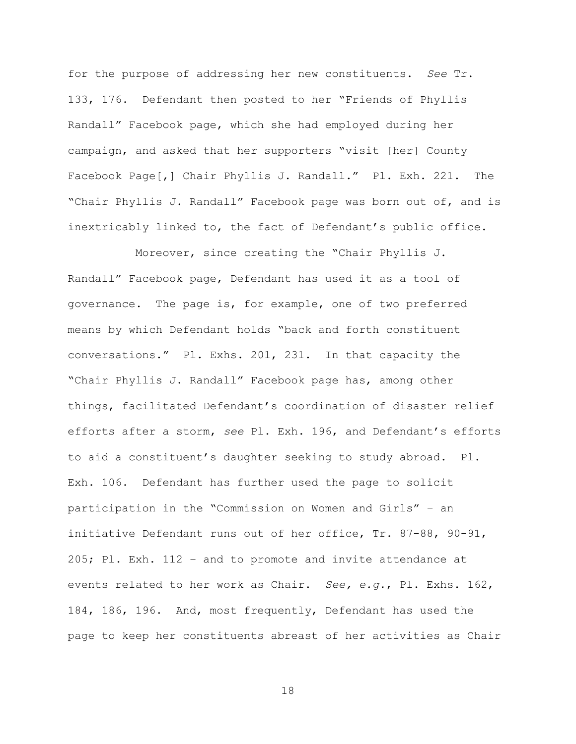for the purpose of addressing her new constituents. *See* Tr. 133, 176. Defendant then posted to her "Friends of Phyllis Randall" Facebook page, which she had employed during her campaign, and asked that her supporters "visit [her] County Facebook Page[,] Chair Phyllis J. Randall." Pl. Exh. 221. The "Chair Phyllis J. Randall" Facebook page was born out of, and is inextricably linked to, the fact of Defendant's public office.

Moreover, since creating the "Chair Phyllis J. Randall" Facebook page, Defendant has used it as a tool of governance. The page is, for example, one of two preferred means by which Defendant holds "back and forth constituent conversations." Pl. Exhs. 201, 231. In that capacity the "Chair Phyllis J. Randall" Facebook page has, among other things, facilitated Defendant's coordination of disaster relief efforts after a storm, *see* Pl. Exh. 196, and Defendant's efforts to aid a constituent's daughter seeking to study abroad. Pl. Exh. 106. Defendant has further used the page to solicit participation in the "Commission on Women and Girls" – an initiative Defendant runs out of her office, Tr. 87-88, 90-91, 205; Pl. Exh. 112 – and to promote and invite attendance at events related to her work as Chair. *See, e.g.*, Pl. Exhs. 162, 184, 186, 196. And, most frequently, Defendant has used the page to keep her constituents abreast of her activities as Chair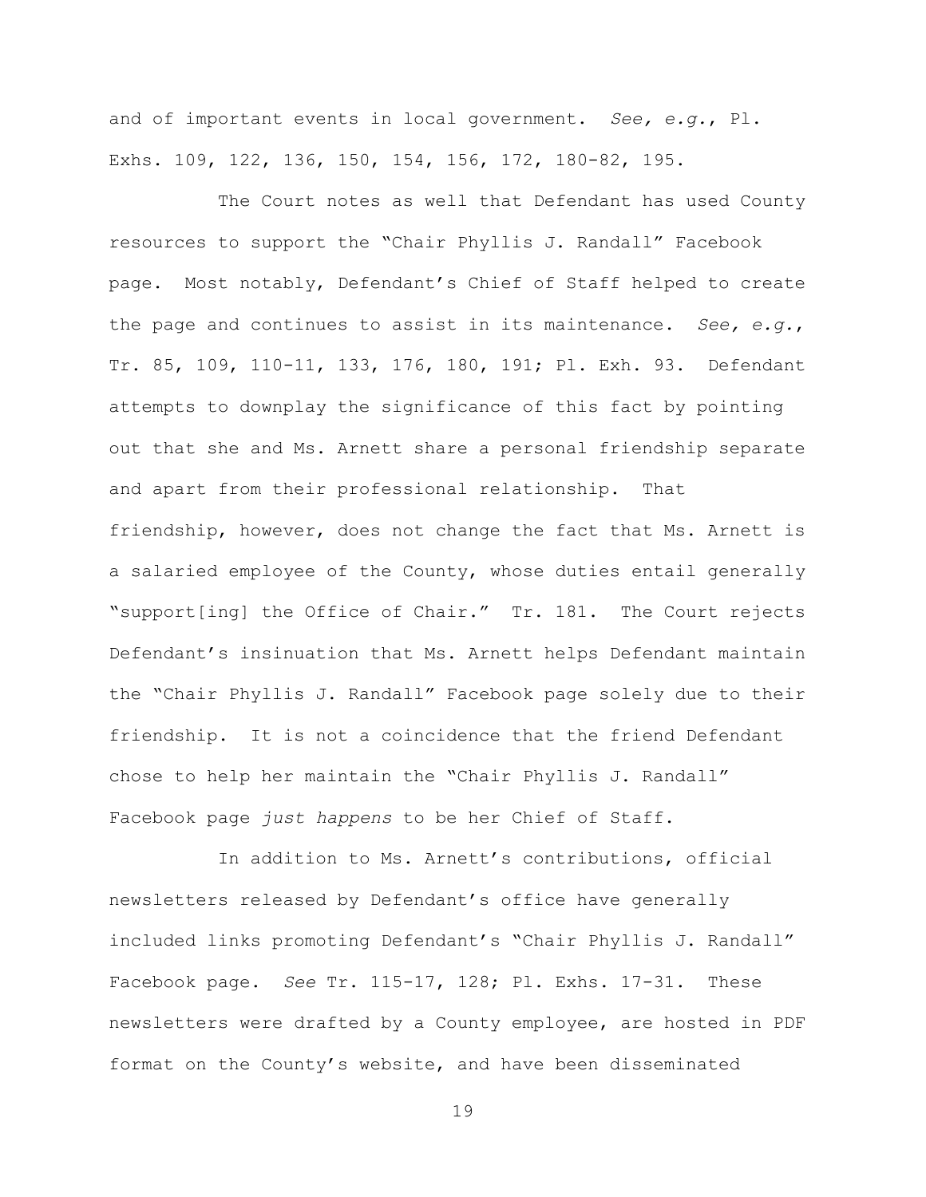and of important events in local government. *See, e.g.*, Pl. Exhs. 109, 122, 136, 150, 154, 156, 172, 180-82, 195.

The Court notes as well that Defendant has used County resources to support the "Chair Phyllis J. Randall" Facebook page. Most notably, Defendant's Chief of Staff helped to create the page and continues to assist in its maintenance. *See, e.g.*, Tr. 85, 109, 110-11, 133, 176, 180, 191; Pl. Exh. 93. Defendant attempts to downplay the significance of this fact by pointing out that she and Ms. Arnett share a personal friendship separate and apart from their professional relationship. That friendship, however, does not change the fact that Ms. Arnett is a salaried employee of the County, whose duties entail generally "support[ing] the Office of Chair." Tr. 181. The Court rejects Defendant's insinuation that Ms. Arnett helps Defendant maintain the "Chair Phyllis J. Randall" Facebook page solely due to their friendship. It is not a coincidence that the friend Defendant chose to help her maintain the "Chair Phyllis J. Randall" Facebook page *just happens* to be her Chief of Staff.

In addition to Ms. Arnett's contributions, official newsletters released by Defendant's office have generally included links promoting Defendant's "Chair Phyllis J. Randall" Facebook page. *See* Tr. 115-17, 128; Pl. Exhs. 17-31. These newsletters were drafted by a County employee, are hosted in PDF format on the County's website, and have been disseminated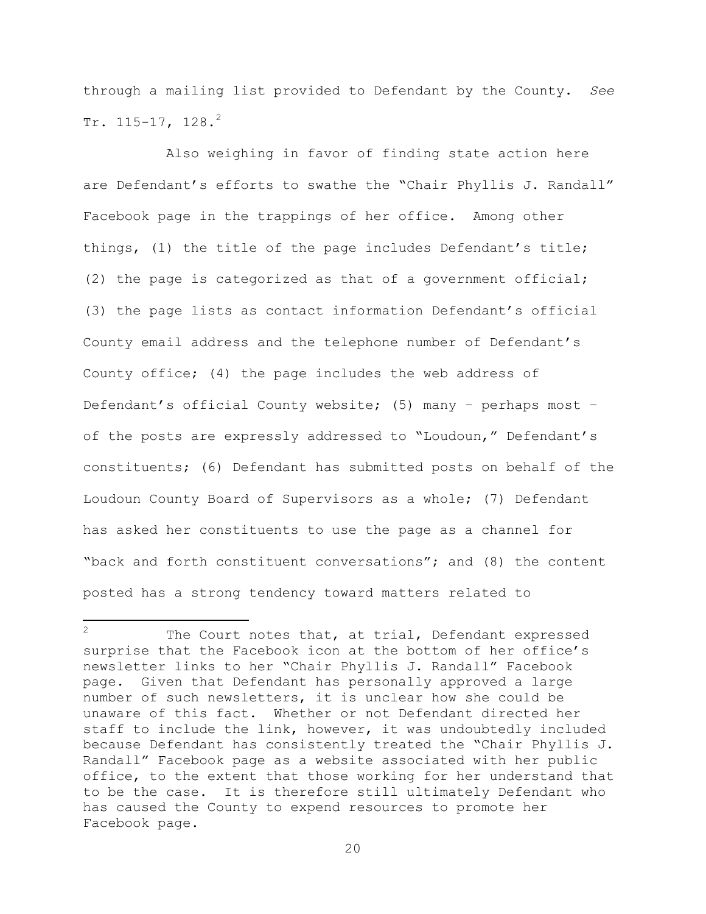through a mailing list provided to Defendant by the County. *See* Tr. 115-17, 128.[2]

Also weighing in favor of finding state action here are Defendant's efforts to swathe the "Chair Phyllis J. Randall" Facebook page in the trappings of her office. Among other things, (1) the title of the page includes Defendant's title; (2) the page is categorized as that of a government official; (3) the page lists as contact information Defendant's official County email address and the telephone number of Defendant's County office; (4) the page includes the web address of Defendant's official County website; (5) many – perhaps most – of the posts are expressly addressed to "Loudoun," Defendant's constituents; (6) Defendant has submitted posts on behalf of the Loudoun County Board of Supervisors as a whole; (7) Defendant has asked her constituents to use the page as a channel for "back and forth constituent conversations"; and (8) the content posted has a strong tendency toward matters related to

---

[2] The Court notes that, at trial, Defendant expressed surprise that the Facebook icon at the bottom of her office's newsletter links to her "Chair Phyllis J. Randall" Facebook page. Given that Defendant has personally approved a large number of such newsletters, it is unclear how she could be unaware of this fact. Whether or not Defendant directed her staff to include the link, however, it was undoubtedly included because Defendant has consistently treated the "Chair Phyllis J. Randall" Facebook page as a website associated with her public office, to the extent that those working for her understand that to be the case. It is therefore still ultimately Defendant who has caused the County to expend resources to promote her Facebook page.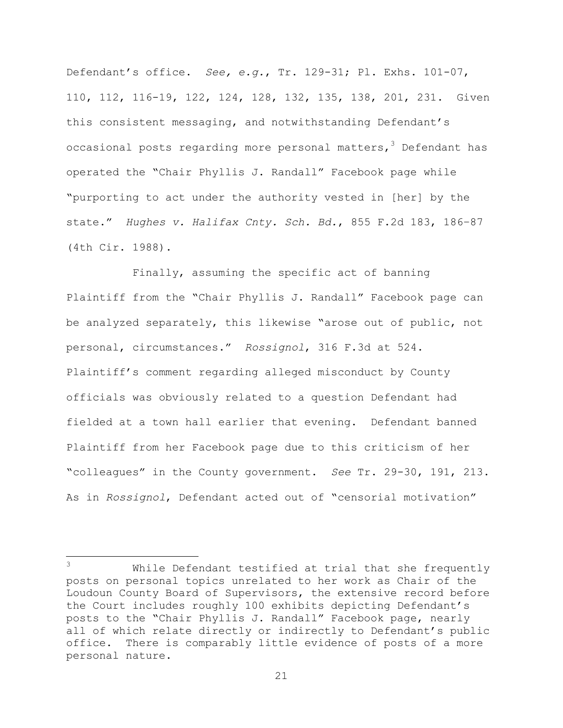Defendant's office. *See, e.g.*, Tr. 129-31; Pl. Exhs. 101-07, 110, 112, 116-19, 122, 124, 128, 132, 135, 138, 201, 231. Given this consistent messaging, and notwithstanding Defendant's occasional posts regarding more personal matters,[3] Defendant has operated the "Chair Phyllis J. Randall" Facebook page while "purporting to act under the authority vested in [her] by the state." *Hughes v. Halifax Cnty. Sch. Bd.*, 855 F.2d 183, 186–87 (4th Cir. 1988).

Finally, assuming the specific act of banning Plaintiff from the "Chair Phyllis J. Randall" Facebook page can be analyzed separately, this likewise "arose out of public, not personal, circumstances." *Rossignol*, 316 F.3d at 524. Plaintiff's comment regarding alleged misconduct by County officials was obviously related to a question Defendant had fielded at a town hall earlier that evening. Defendant banned Plaintiff from her Facebook page due to this criticism of her "colleagues" in the County government. *See* Tr. 29-30, 191, 213. As in *Rossignol*, Defendant acted out of "censorial motivation"

---

[3] While Defendant testified at trial that she frequently posts on personal topics unrelated to her work as Chair of the Loudoun County Board of Supervisors, the extensive record before the Court includes roughly 100 exhibits depicting Defendant's posts to the "Chair Phyllis J. Randall" Facebook page, nearly all of which relate directly or indirectly to Defendant's public office. There is comparably little evidence of posts of a more personal nature.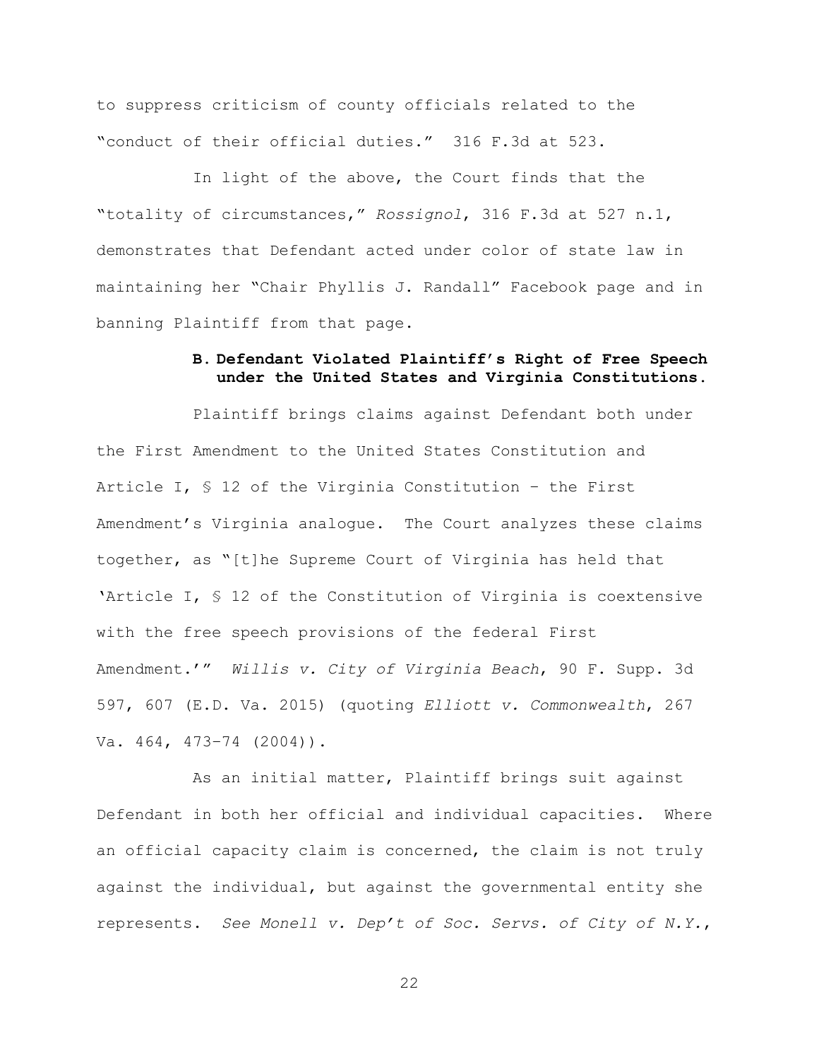to suppress criticism of county officials related to the "conduct of their official duties." 316 F.3d at 523.

In light of the above, the Court finds that the "totality of circumstances," *Rossignol*, 316 F.3d at 527 n.1, demonstrates that Defendant acted under color of state law in maintaining her "Chair Phyllis J. Randall" Facebook page and in banning Plaintiff from that page.

### B. Defendant Violated Plaintiff's Right of Free Speech under the United States and Virginia Constitutions.

Plaintiff brings claims against Defendant both under the First Amendment to the United States Constitution and Article I, § 12 of the Virginia Constitution – the First Amendment's Virginia analogue. The Court analyzes these claims together, as "[t]he Supreme Court of Virginia has held that 'Article I, § 12 of the Constitution of Virginia is coextensive with the free speech provisions of the federal First Amendment.'" *Willis v. City of Virginia Beach*, 90 F. Supp. 3d 597, 607 (E.D. Va. 2015) (quoting *Elliott v. Commonwealth*, 267 Va. 464, 473–74 (2004)).

As an initial matter, Plaintiff brings suit against Defendant in both her official and individual capacities. Where an official capacity claim is concerned, the claim is not truly against the individual, but against the governmental entity she represents. *See Monell v. Dep't of Soc. Servs. of City of N.Y.*,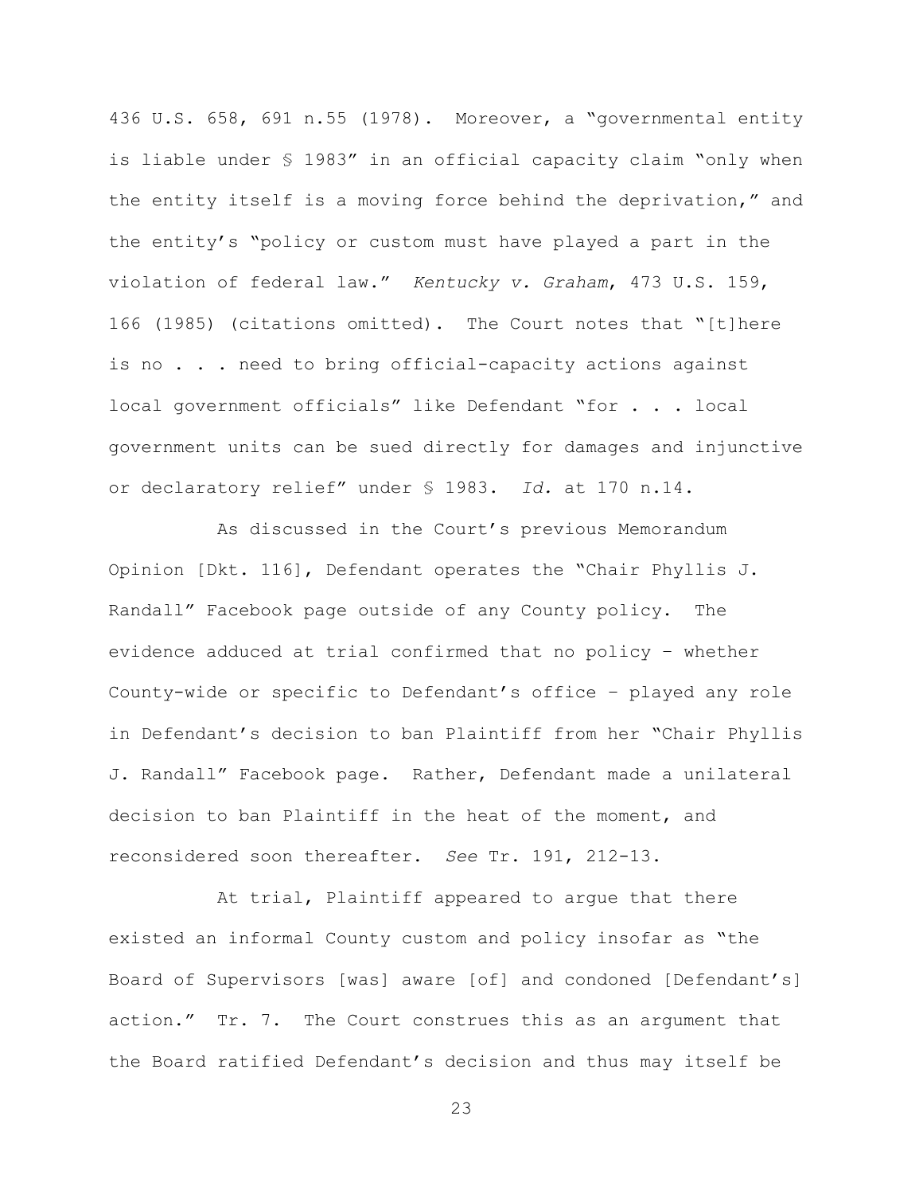436 U.S. 658, 691 n.55 (1978). Moreover, a "governmental entity is liable under § 1983" in an official capacity claim "only when the entity itself is a moving force behind the deprivation," and the entity's "policy or custom must have played a part in the violation of federal law." *Kentucky v. Graham*, 473 U.S. 159, 166 (1985) (citations omitted). The Court notes that "[t]here is no . . . need to bring official-capacity actions against local government officials" like Defendant "for . . . local government units can be sued directly for damages and injunctive or declaratory relief" under § 1983. *Id.* at 170 n.14.

As discussed in the Court's previous Memorandum Opinion [Dkt. 116], Defendant operates the "Chair Phyllis J. Randall" Facebook page outside of any County policy. The evidence adduced at trial confirmed that no policy – whether County-wide or specific to Defendant's office – played any role in Defendant's decision to ban Plaintiff from her "Chair Phyllis J. Randall" Facebook page. Rather, Defendant made a unilateral decision to ban Plaintiff in the heat of the moment, and reconsidered soon thereafter. *See* Tr. 191, 212-13.

At trial, Plaintiff appeared to argue that there existed an informal County custom and policy insofar as "the Board of Supervisors [was] aware [of] and condoned [Defendant's] action." Tr. 7. The Court construes this as an argument that the Board ratified Defendant's decision and thus may itself be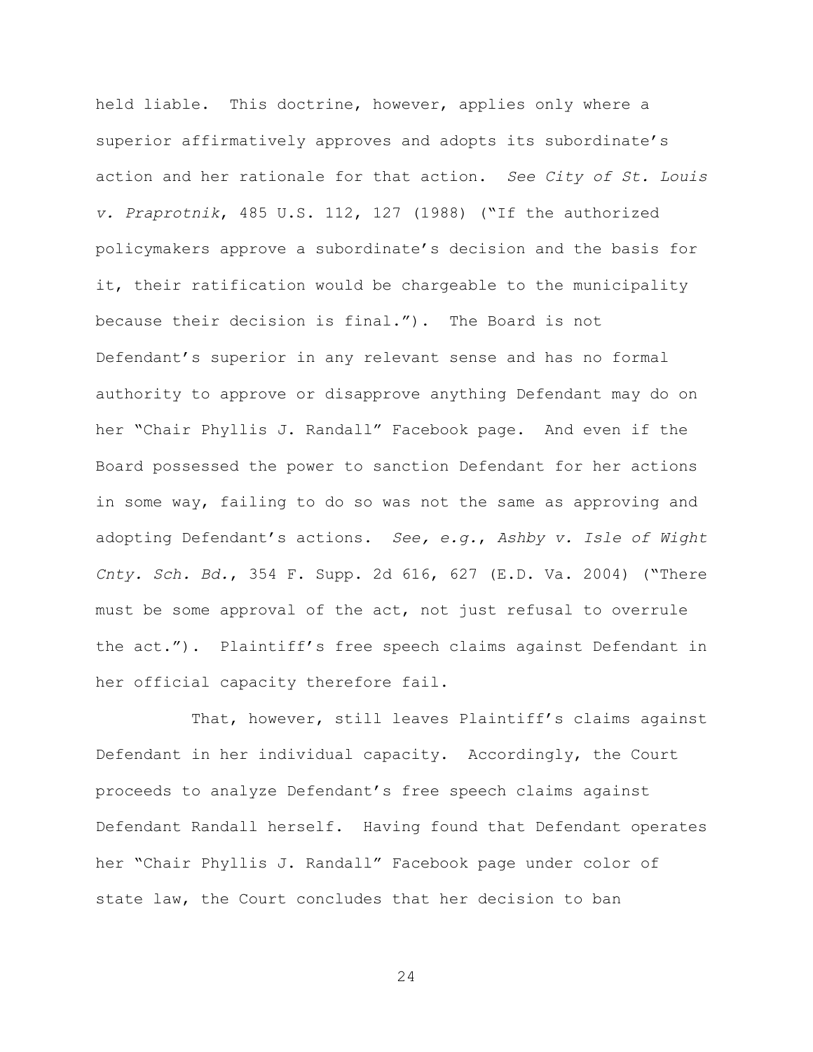held liable. This doctrine, however, applies only where a superior affirmatively approves and adopts its subordinate's action and her rationale for that action. *See City of St. Louis v. Praprotnik*, 485 U.S. 112, 127 (1988) ("If the authorized policymakers approve a subordinate's decision and the basis for it, their ratification would be chargeable to the municipality because their decision is final."). The Board is not Defendant's superior in any relevant sense and has no formal authority to approve or disapprove anything Defendant may do on her "Chair Phyllis J. Randall" Facebook page. And even if the Board possessed the power to sanction Defendant for her actions in some way, failing to do so was not the same as approving and adopting Defendant's actions. *See, e.g.*, *Ashby v. Isle of Wight Cnty. Sch. Bd.*, 354 F. Supp. 2d 616, 627 (E.D. Va. 2004) ("There must be some approval of the act, not just refusal to overrule the act."). Plaintiff's free speech claims against Defendant in her official capacity therefore fail.

That, however, still leaves Plaintiff's claims against Defendant in her individual capacity. Accordingly, the Court proceeds to analyze Defendant's free speech claims against Defendant Randall herself. Having found that Defendant operates her "Chair Phyllis J. Randall" Facebook page under color of state law, the Court concludes that her decision to ban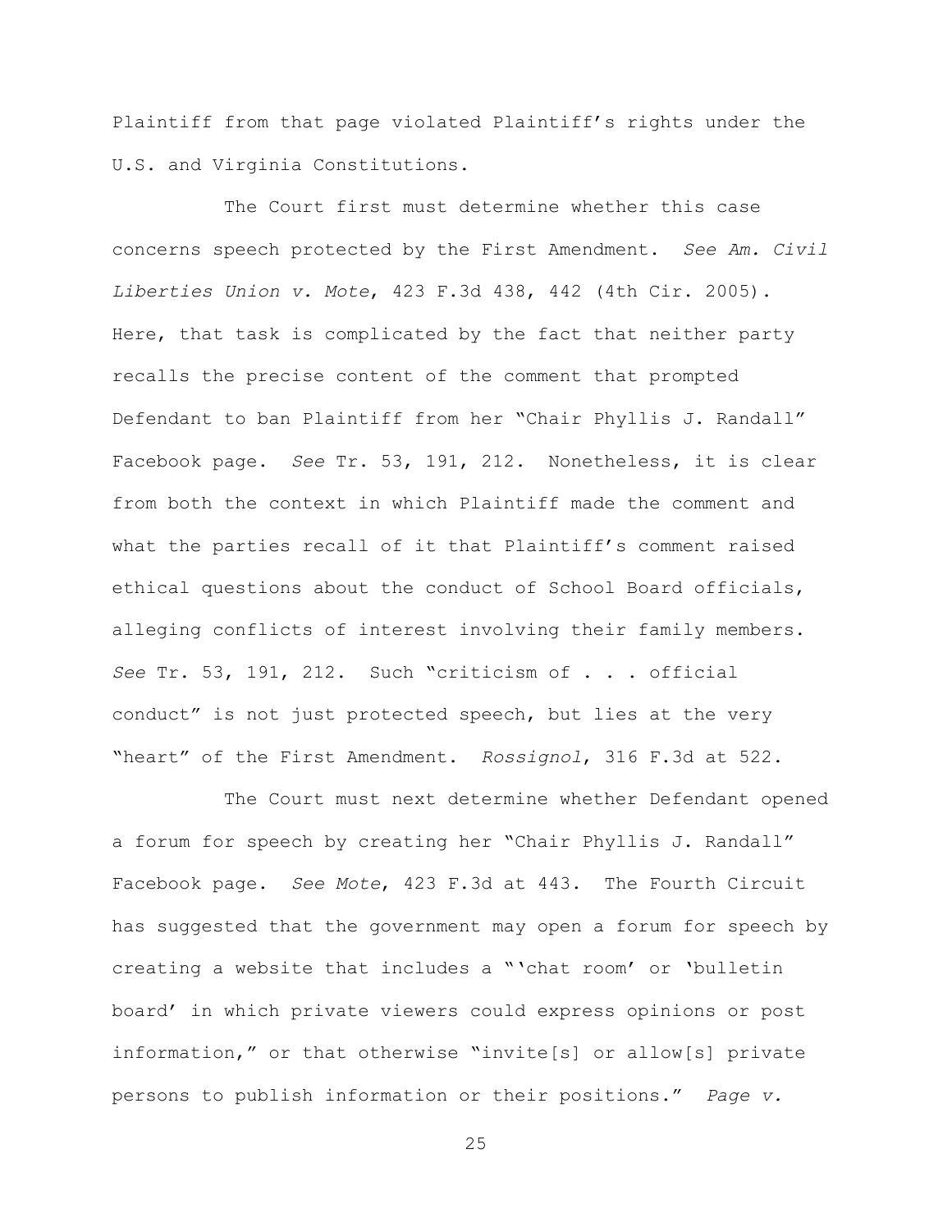Plaintiff from that page violated Plaintiff's rights under the U.S. and Virginia Constitutions.

The Court first must determine whether this case concerns speech protected by the First Amendment. *See Am. Civil Liberties Union v. Mote*, 423 F.3d 438, 442 (4th Cir. 2005). Here, that task is complicated by the fact that neither party recalls the precise content of the comment that prompted Defendant to ban Plaintiff from her "Chair Phyllis J. Randall" Facebook page. *See* Tr. 53, 191, 212. Nonetheless, it is clear from both the context in which Plaintiff made the comment and what the parties recall of it that Plaintiff's comment raised ethical questions about the conduct of School Board officials, alleging conflicts of interest involving their family members. *See* Tr. 53, 191, 212. Such "criticism of . . . official conduct" is not just protected speech, but lies at the very "heart" of the First Amendment. *Rossignol*, 316 F.3d at 522.

The Court must next determine whether Defendant opened a forum for speech by creating her "Chair Phyllis J. Randall" Facebook page. *See Mote*, 423 F.3d at 443. The Fourth Circuit has suggested that the government may open a forum for speech by creating a website that includes a "'chat room' or 'bulletin board' in which private viewers could express opinions or post information," or that otherwise "invite[s] or allow[s] private persons to publish information or their positions." *Page v.*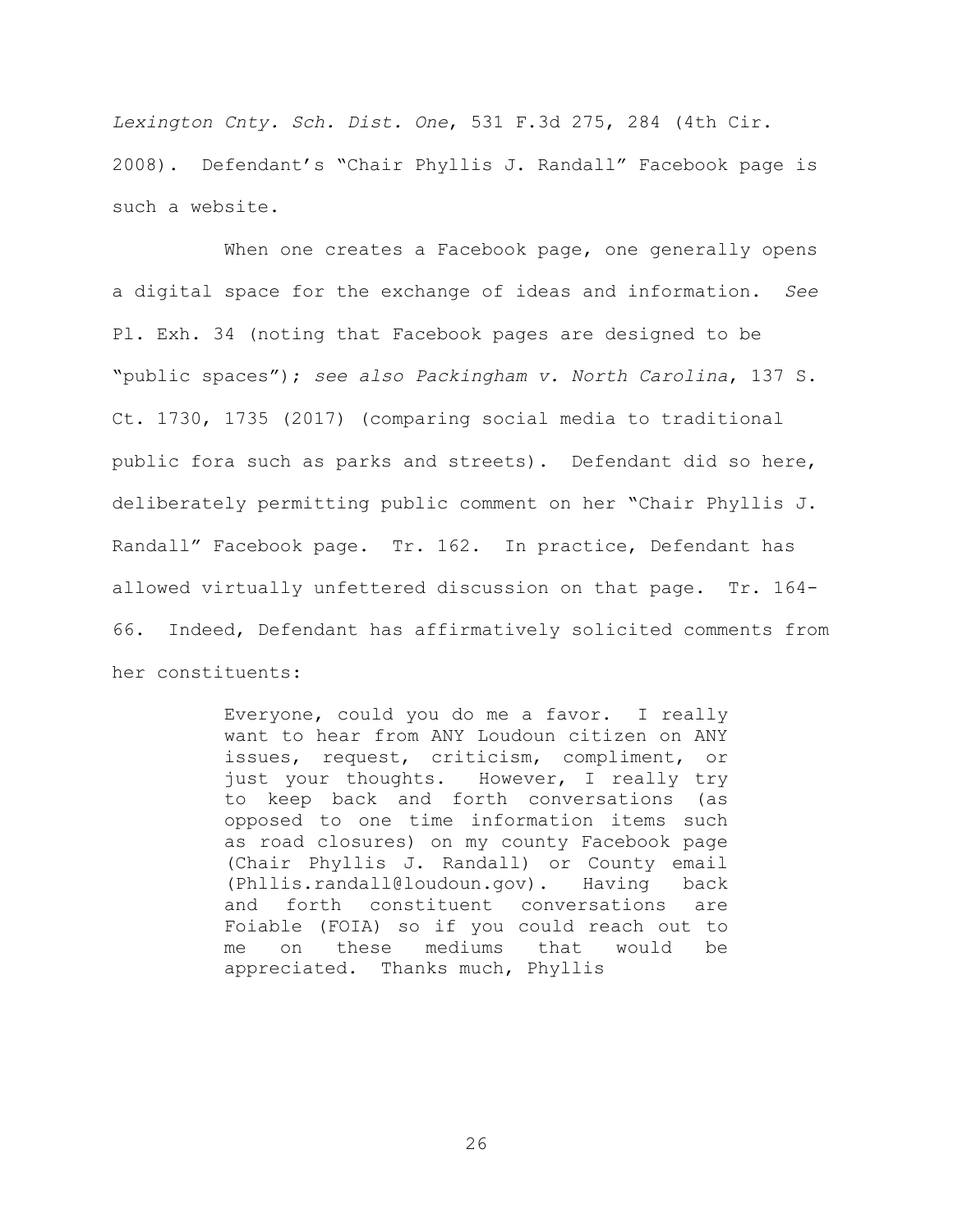*Lexington Cnty. Sch. Dist. One*, 531 F.3d 275, 284 (4th Cir. 2008). Defendant's "Chair Phyllis J. Randall" Facebook page is such a website.

When one creates a Facebook page, one generally opens a digital space for the exchange of ideas and information. *See* Pl. Exh. 34 (noting that Facebook pages are designed to be "public spaces"); *see also Packingham v. North Carolina*, 137 S. Ct. 1730, 1735 (2017) (comparing social media to traditional public fora such as parks and streets). Defendant did so here, deliberately permitting public comment on her "Chair Phyllis J. Randall" Facebook page. Tr. 162. In practice, Defendant has allowed virtually unfettered discussion on that page. Tr. 164-66. Indeed, Defendant has affirmatively solicited comments from her constituents:

> Everyone, could you do me a favor. I really want to hear from ANY Loudoun citizen on ANY issues, request, criticism, compliment, or just your thoughts. However, I really try to keep back and forth conversations (as opposed to one time information items such as road closures) on my county Facebook page (Chair Phyllis J. Randall) or County email (Phllis.randall@loudoun.gov). Having back and forth constituent conversations are Foiable (FOIA) so if you could reach out to me on these mediums that would be appreciated. Thanks much, Phyllis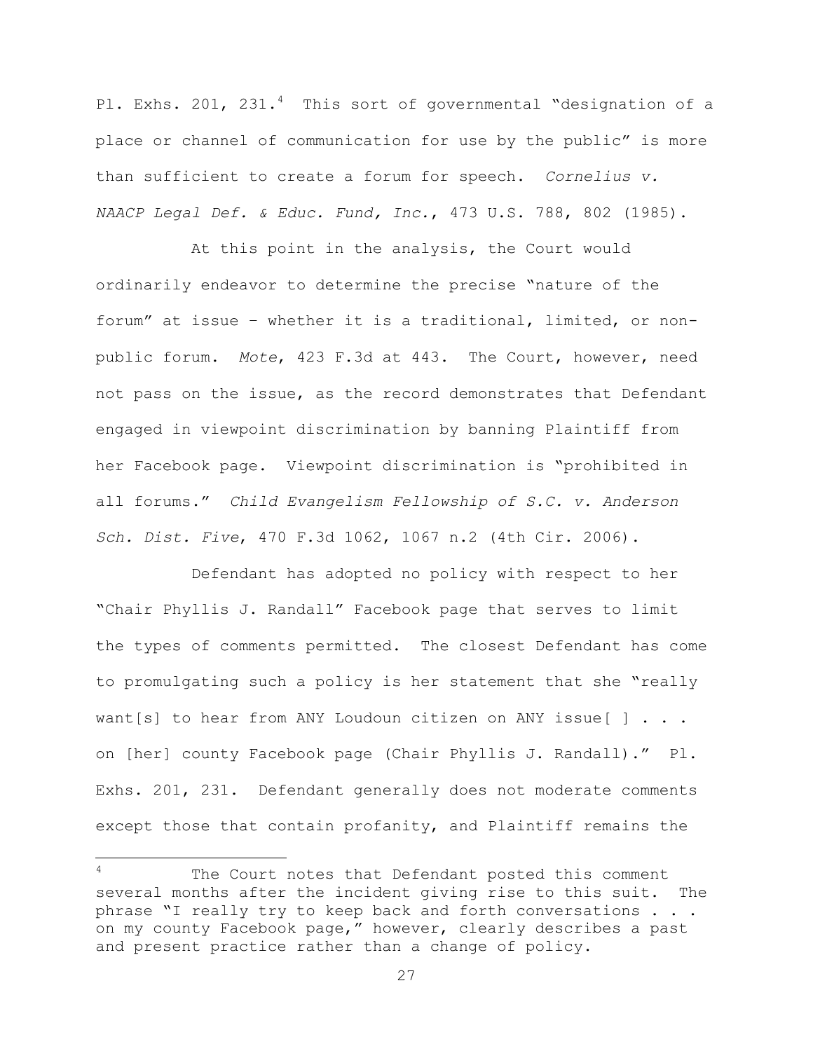Pl. Exhs. 201, 231.[4] This sort of governmental "designation of a place or channel of communication for use by the public" is more than sufficient to create a forum for speech. *Cornelius v. NAACP Legal Def. & Educ. Fund, Inc.*, 473 U.S. 788, 802 (1985).

At this point in the analysis, the Court would ordinarily endeavor to determine the precise "nature of the forum" at issue – whether it is a traditional, limited, or non-public forum. *Mote*, 423 F.3d at 443. The Court, however, need not pass on the issue, as the record demonstrates that Defendant engaged in viewpoint discrimination by banning Plaintiff from her Facebook page. Viewpoint discrimination is "prohibited in all forums." *Child Evangelism Fellowship of S.C. v. Anderson Sch. Dist. Five*, 470 F.3d 1062, 1067 n.2 (4th Cir. 2006).

Defendant has adopted no policy with respect to her "Chair Phyllis J. Randall" Facebook page that serves to limit the types of comments permitted. The closest Defendant has come to promulgating such a policy is her statement that she "really want[s] to hear from ANY Loudoun citizen on ANY issue[ ] . . . on [her] county Facebook page (Chair Phyllis J. Randall)." Pl. Exhs. 201, 231. Defendant generally does not moderate comments except those that contain profanity, and Plaintiff remains the

---

[4] The Court notes that Defendant posted this comment several months after the incident giving rise to this suit. The phrase "I really try to keep back and forth conversations . . . on my county Facebook page," however, clearly describes a past and present practice rather than a change of policy.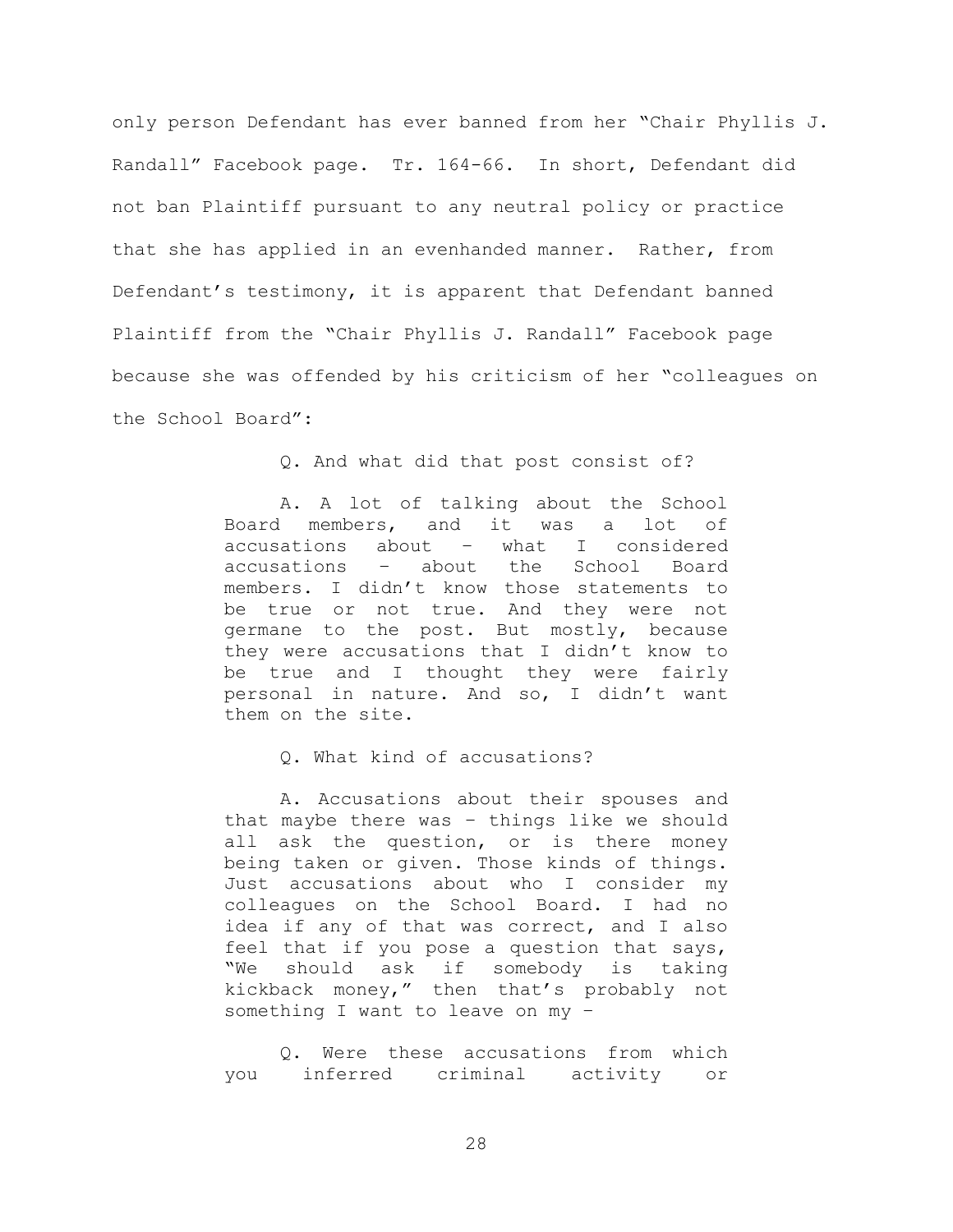only person Defendant has ever banned from her "Chair Phyllis J. Randall" Facebook page. Tr. 164-66. In short, Defendant did not ban Plaintiff pursuant to any neutral policy or practice that she has applied in an evenhanded manner. Rather, from Defendant's testimony, it is apparent that Defendant banned Plaintiff from the "Chair Phyllis J. Randall" Facebook page because she was offended by his criticism of her "colleagues on the School Board":

> Q. And what did that post consist of?
>
> A. A lot of talking about the School Board members, and it was a lot of accusations about – what I considered accusations – about the School Board members. I didn't know those statements to be true or not true. And they were not germane to the post. But mostly, because they were accusations that I didn't know to be true and I thought they were fairly personal in nature. And so, I didn't want them on the site.
>
> Q. What kind of accusations?
>
> A. Accusations about their spouses and that maybe there was – things like we should all ask the question, or is there money being taken or given. Those kinds of things. Just accusations about who I consider my colleagues on the School Board. I had no idea if any of that was correct, and I also feel that if you pose a question that says, "We should ask if somebody is taking kickback money," then that's probably not something I want to leave on my –
>
> Q. Were these accusations from which you inferred criminal activity or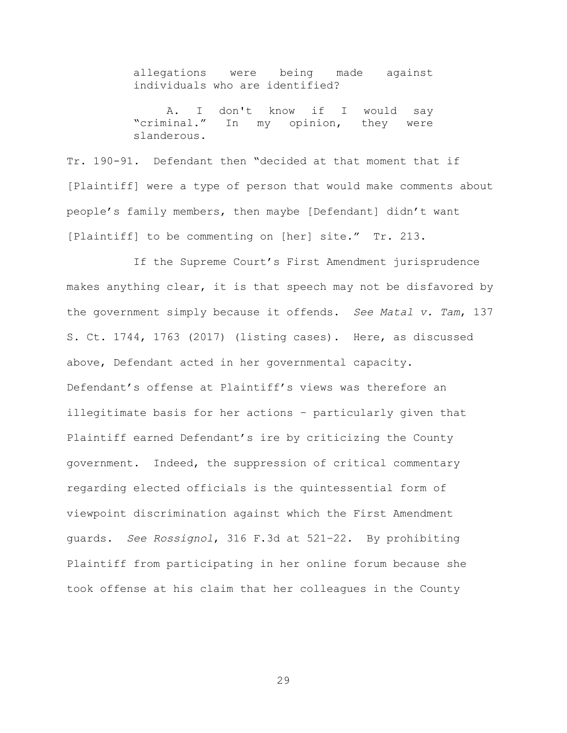> allegations were being made against individuals who are identified?
>
> A. I don't know if I would say "criminal." In my opinion, they were slanderous.

Tr. 190-91. Defendant then "decided at that moment that if [Plaintiff] were a type of person that would make comments about people's family members, then maybe [Defendant] didn't want [Plaintiff] to be commenting on [her] site." Tr. 213.

If the Supreme Court's First Amendment jurisprudence makes anything clear, it is that speech may not be disfavored by the government simply because it offends. *See Matal v. Tam*, 137 S. Ct. 1744, 1763 (2017) (listing cases). Here, as discussed above, Defendant acted in her governmental capacity. Defendant's offense at Plaintiff's views was therefore an illegitimate basis for her actions – particularly given that Plaintiff earned Defendant's ire by criticizing the County government. Indeed, the suppression of critical commentary regarding elected officials is the quintessential form of viewpoint discrimination against which the First Amendment guards. *See Rossignol*, 316 F.3d at 521–22. By prohibiting Plaintiff from participating in her online forum because she took offense at his claim that her colleagues in the County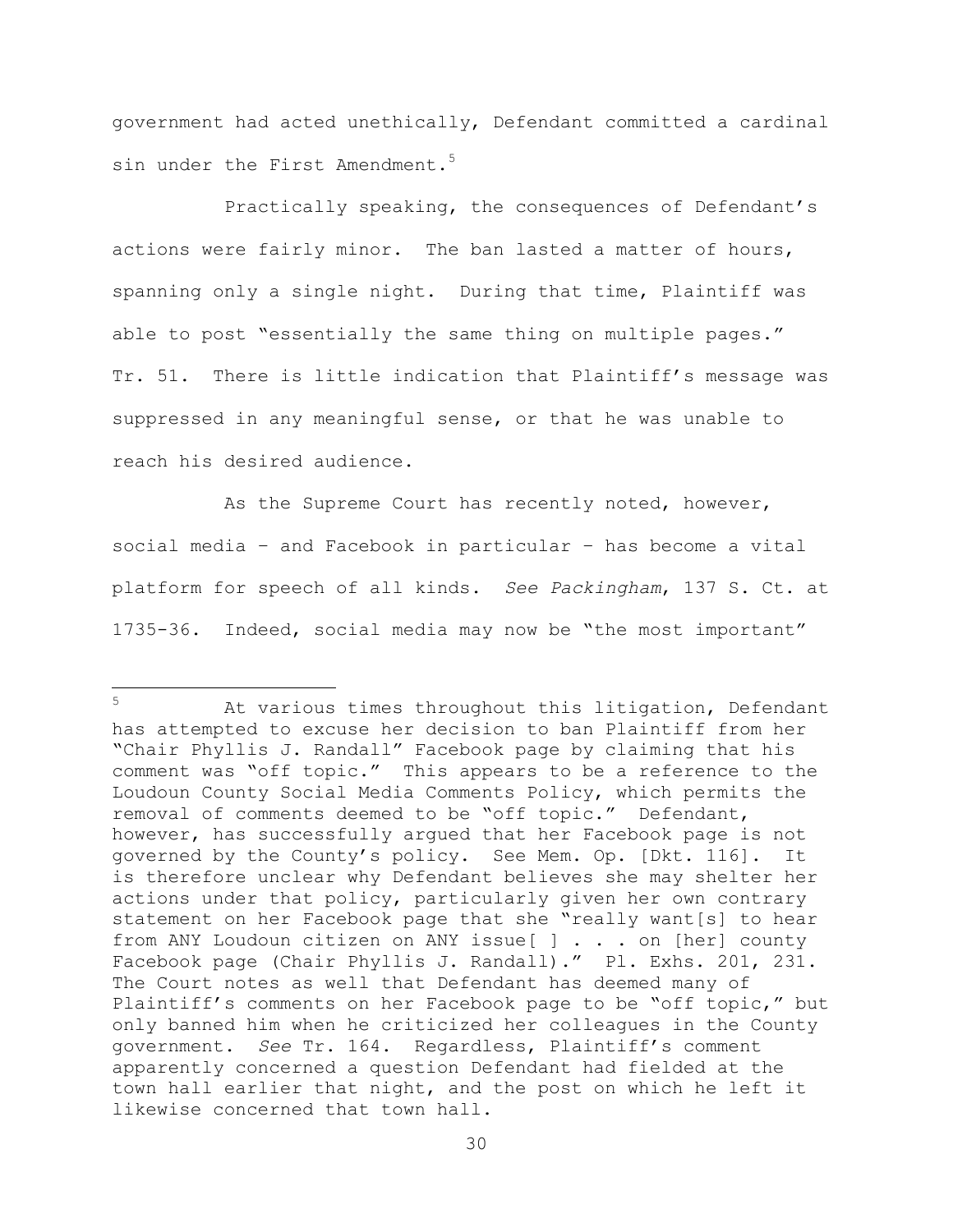government had acted unethically, Defendant committed a cardinal sin under the First Amendment.[5]

Practically speaking, the consequences of Defendant's actions were fairly minor. The ban lasted a matter of hours, spanning only a single night. During that time, Plaintiff was able to post "essentially the same thing on multiple pages." Tr. 51. There is little indication that Plaintiff's message was suppressed in any meaningful sense, or that he was unable to reach his desired audience.

As the Supreme Court has recently noted, however, social media – and Facebook in particular – has become a vital platform for speech of all kinds. *See Packingham*, 137 S. Ct. at 1735-36. Indeed, social media may now be "the most important"

---

[5] At various times throughout this litigation, Defendant has attempted to excuse her decision to ban Plaintiff from her "Chair Phyllis J. Randall" Facebook page by claiming that his comment was "off topic." This appears to be a reference to the Loudoun County Social Media Comments Policy, which permits the removal of comments deemed to be "off topic." Defendant, however, has successfully argued that her Facebook page is not governed by the County's policy. See Mem. Op. [Dkt. 116]. It is therefore unclear why Defendant believes she may shelter her actions under that policy, particularly given her own contrary statement on her Facebook page that she "really want[s] to hear from ANY Loudoun citizen on ANY issue[ ] . . . on [her] county Facebook page (Chair Phyllis J. Randall)." Pl. Exhs. 201, 231. The Court notes as well that Defendant has deemed many of Plaintiff's comments on her Facebook page to be "off topic," but only banned him when he criticized her colleagues in the County government. *See* Tr. 164. Regardless, Plaintiff's comment apparently concerned a question Defendant had fielded at the town hall earlier that night, and the post on which he left it likewise concerned that town hall.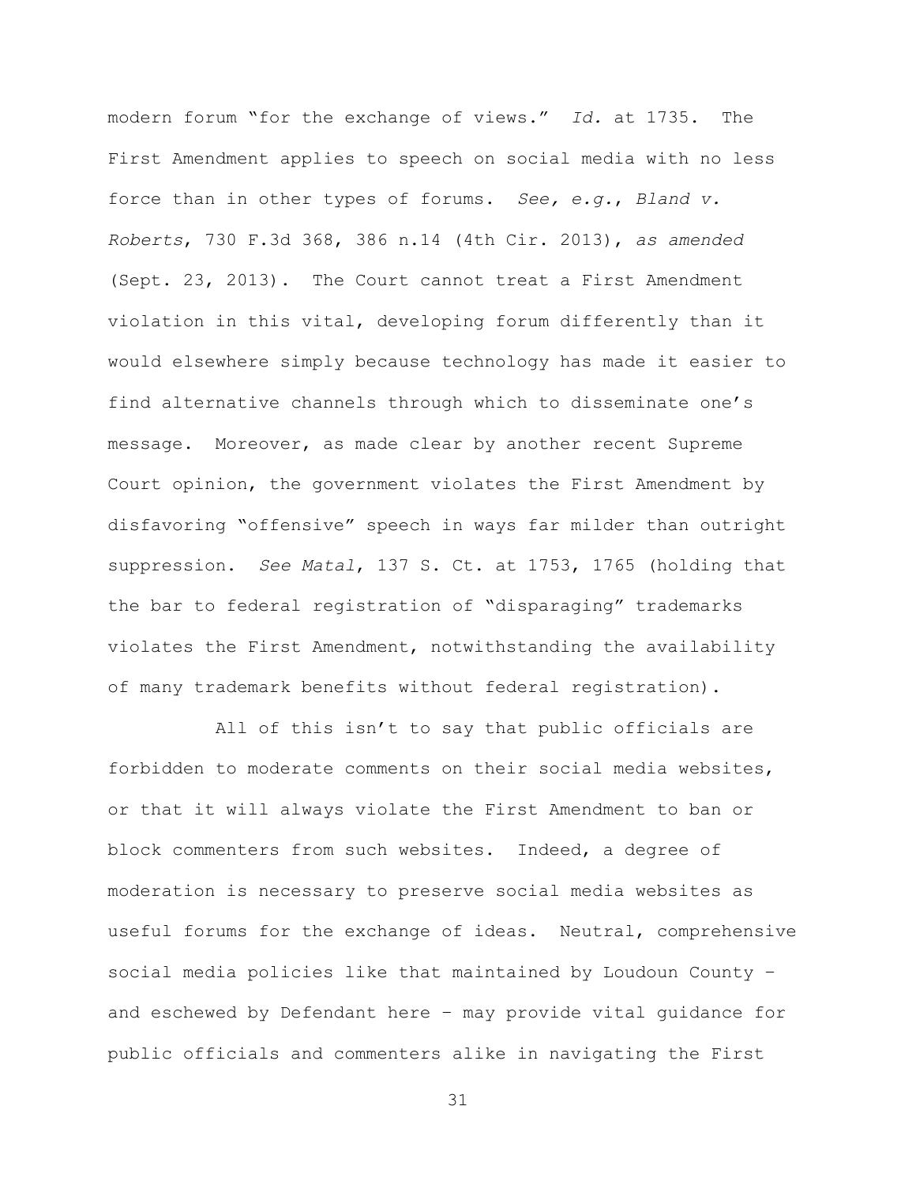modern forum "for the exchange of views." *Id.* at 1735. The First Amendment applies to speech on social media with no less force than in other types of forums. *See, e.g.*, *Bland v. Roberts*, 730 F.3d 368, 386 n.14 (4th Cir. 2013), *as amended* (Sept. 23, 2013). The Court cannot treat a First Amendment violation in this vital, developing forum differently than it would elsewhere simply because technology has made it easier to find alternative channels through which to disseminate one's message. Moreover, as made clear by another recent Supreme Court opinion, the government violates the First Amendment by disfavoring "offensive" speech in ways far milder than outright suppression. *See Matal*, 137 S. Ct. at 1753, 1765 (holding that the bar to federal registration of "disparaging" trademarks violates the First Amendment, notwithstanding the availability of many trademark benefits without federal registration).

All of this isn't to say that public officials are forbidden to moderate comments on their social media websites, or that it will always violate the First Amendment to ban or block commenters from such websites. Indeed, a degree of moderation is necessary to preserve social media websites as useful forums for the exchange of ideas. Neutral, comprehensive social media policies like that maintained by Loudoun County – and eschewed by Defendant here – may provide vital guidance for public officials and commenters alike in navigating the First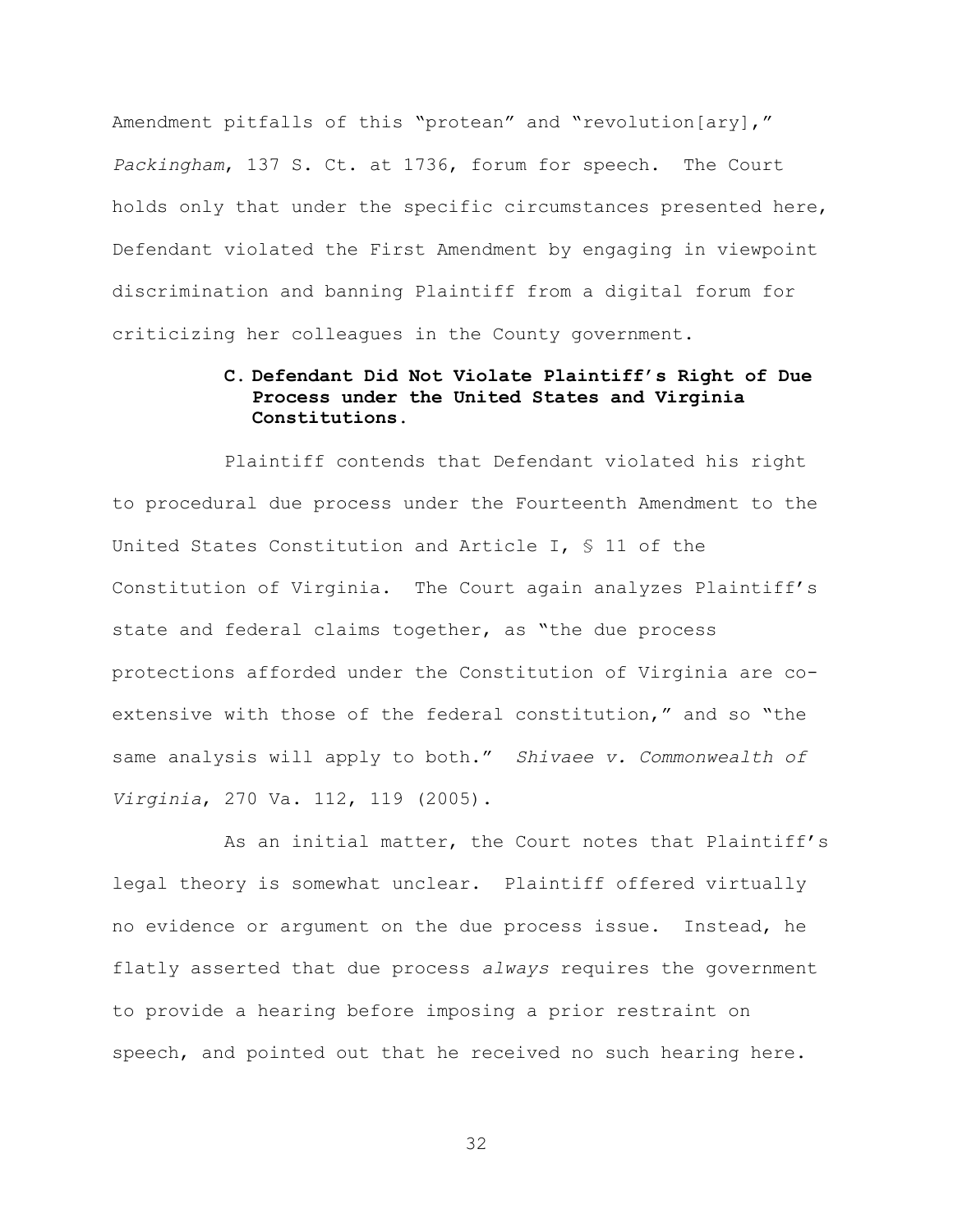Amendment pitfalls of this "protean" and "revolution[ary]," *Packingham*, 137 S. Ct. at 1736, forum for speech. The Court holds only that under the specific circumstances presented here, Defendant violated the First Amendment by engaging in viewpoint discrimination and banning Plaintiff from a digital forum for criticizing her colleagues in the County government.

### C. Defendant Did Not Violate Plaintiff's Right of Due Process under the United States and Virginia Constitutions.

Plaintiff contends that Defendant violated his right to procedural due process under the Fourteenth Amendment to the United States Constitution and Article I, § 11 of the Constitution of Virginia. The Court again analyzes Plaintiff's state and federal claims together, as "the due process protections afforded under the Constitution of Virginia are co-extensive with those of the federal constitution," and so "the same analysis will apply to both." *Shivaee v. Commonwealth of Virginia*, 270 Va. 112, 119 (2005).

As an initial matter, the Court notes that Plaintiff's legal theory is somewhat unclear. Plaintiff offered virtually no evidence or argument on the due process issue. Instead, he flatly asserted that due process *always* requires the government to provide a hearing before imposing a prior restraint on speech, and pointed out that he received no such hearing here.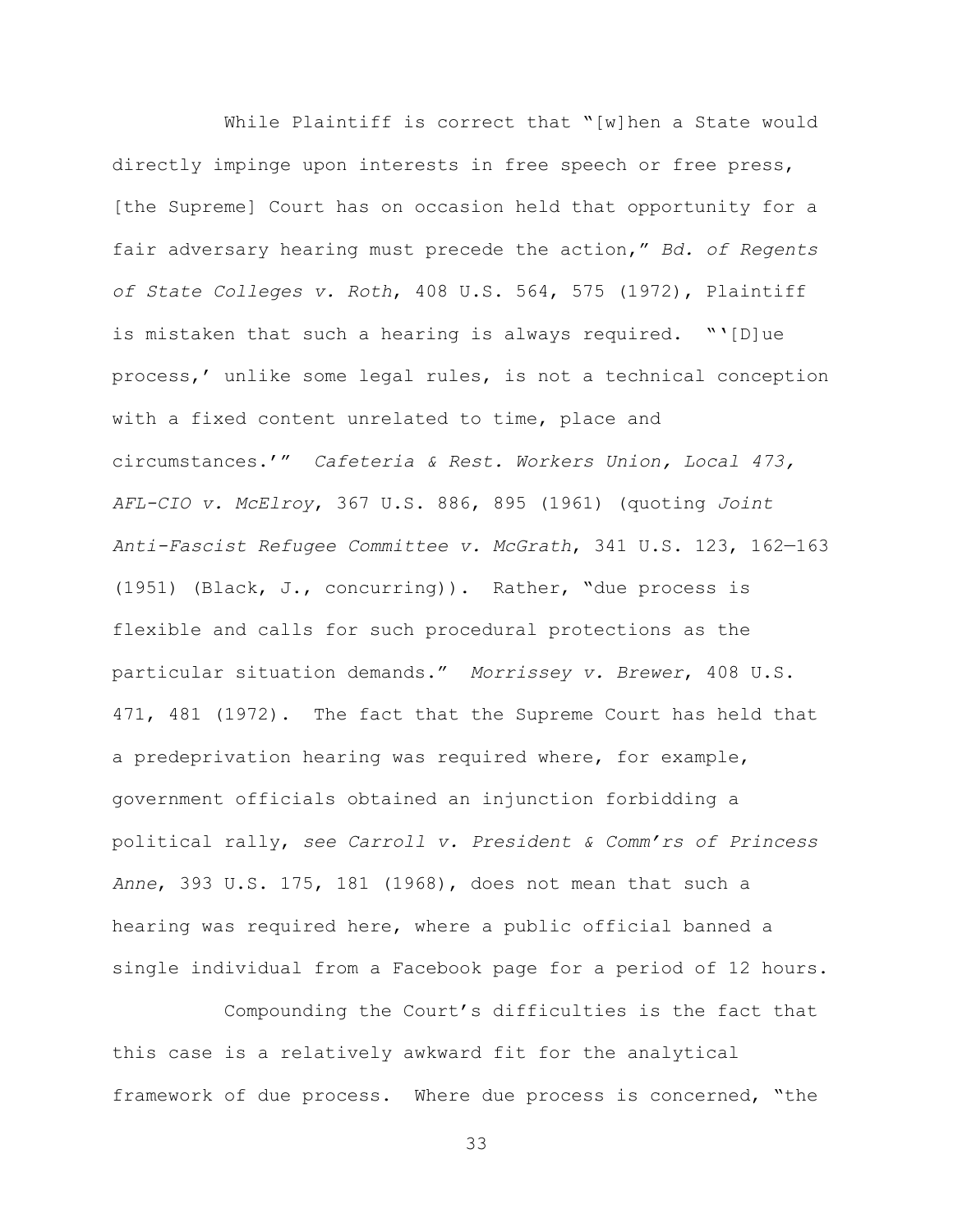While Plaintiff is correct that "[w]hen a State would directly impinge upon interests in free speech or free press, [the Supreme] Court has on occasion held that opportunity for a fair adversary hearing must precede the action," *Bd. of Regents of State Colleges v. Roth*, 408 U.S. 564, 575 (1972), Plaintiff is mistaken that such a hearing is always required. "'[D]ue process,' unlike some legal rules, is not a technical conception with a fixed content unrelated to time, place and circumstances.'" *Cafeteria & Rest. Workers Union, Local 473, AFL-CIO v. McElroy*, 367 U.S. 886, 895 (1961) (quoting *Joint Anti-Fascist Refugee Committee v. McGrath*, 341 U.S. 123, 162—163 (1951) (Black, J., concurring)). Rather, "due process is flexible and calls for such procedural protections as the particular situation demands." *Morrissey v. Brewer*, 408 U.S. 471, 481 (1972). The fact that the Supreme Court has held that a predeprivation hearing was required where, for example, government officials obtained an injunction forbidding a political rally, *see Carroll v. President & Comm'rs of Princess Anne*, 393 U.S. 175, 181 (1968), does not mean that such a hearing was required here, where a public official banned a single individual from a Facebook page for a period of 12 hours.

Compounding the Court's difficulties is the fact that this case is a relatively awkward fit for the analytical framework of due process. Where due process is concerned, "the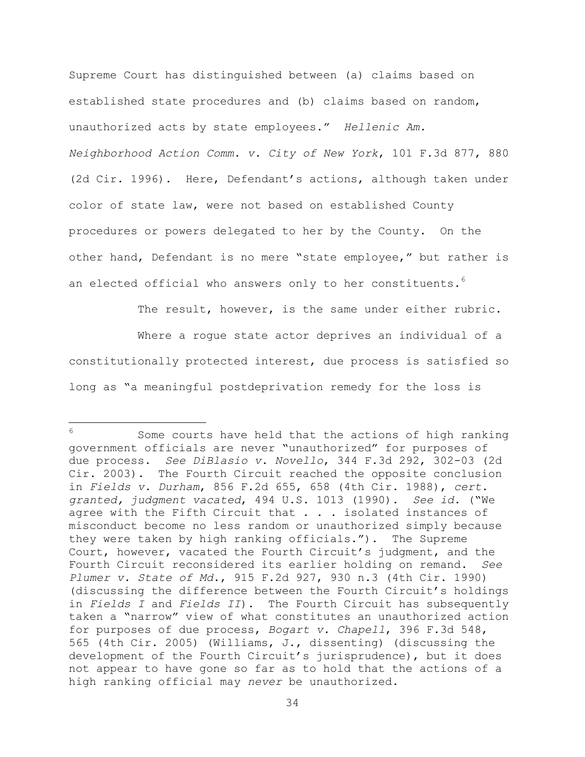Supreme Court has distinguished between (a) claims based on established state procedures and (b) claims based on random, unauthorized acts by state employees." *Hellenic Am. Neighborhood Action Comm. v. City of New York*, 101 F.3d 877, 880 (2d Cir. 1996). Here, Defendant's actions, although taken under color of state law, were not based on established County procedures or powers delegated to her by the County. On the other hand, Defendant is no mere "state employee," but rather is an elected official who answers only to her constituents.[6]

The result, however, is the same under either rubric.

Where a rogue state actor deprives an individual of a constitutionally protected interest, due process is satisfied so long as "a meaningful postdeprivation remedy for the loss is

---

[6] Some courts have held that the actions of high ranking government officials are never "unauthorized" for purposes of due process. *See DiBlasio v. Novello*, 344 F.3d 292, 302-03 (2d Cir. 2003). The Fourth Circuit reached the opposite conclusion in *Fields v. Durham*, 856 F.2d 655, 658 (4th Cir. 1988), *cert. granted, judgment vacated*, 494 U.S. 1013 (1990). *See id.* ("We agree with the Fifth Circuit that . . . isolated instances of misconduct become no less random or unauthorized simply because they were taken by high ranking officials."). The Supreme Court, however, vacated the Fourth Circuit's judgment, and the Fourth Circuit reconsidered its earlier holding on remand. *See Plumer v. State of Md.*, 915 F.2d 927, 930 n.3 (4th Cir. 1990) (discussing the difference between the Fourth Circuit's holdings in *Fields I* and *Fields II*). The Fourth Circuit has subsequently taken a "narrow" view of what constitutes an unauthorized action for purposes of due process, *Bogart v. Chapell*, 396 F.3d 548, 565 (4th Cir. 2005) (Williams, J., dissenting) (discussing the development of the Fourth Circuit's jurisprudence), but it does not appear to have gone so far as to hold that the actions of a high ranking official may *never* be unauthorized.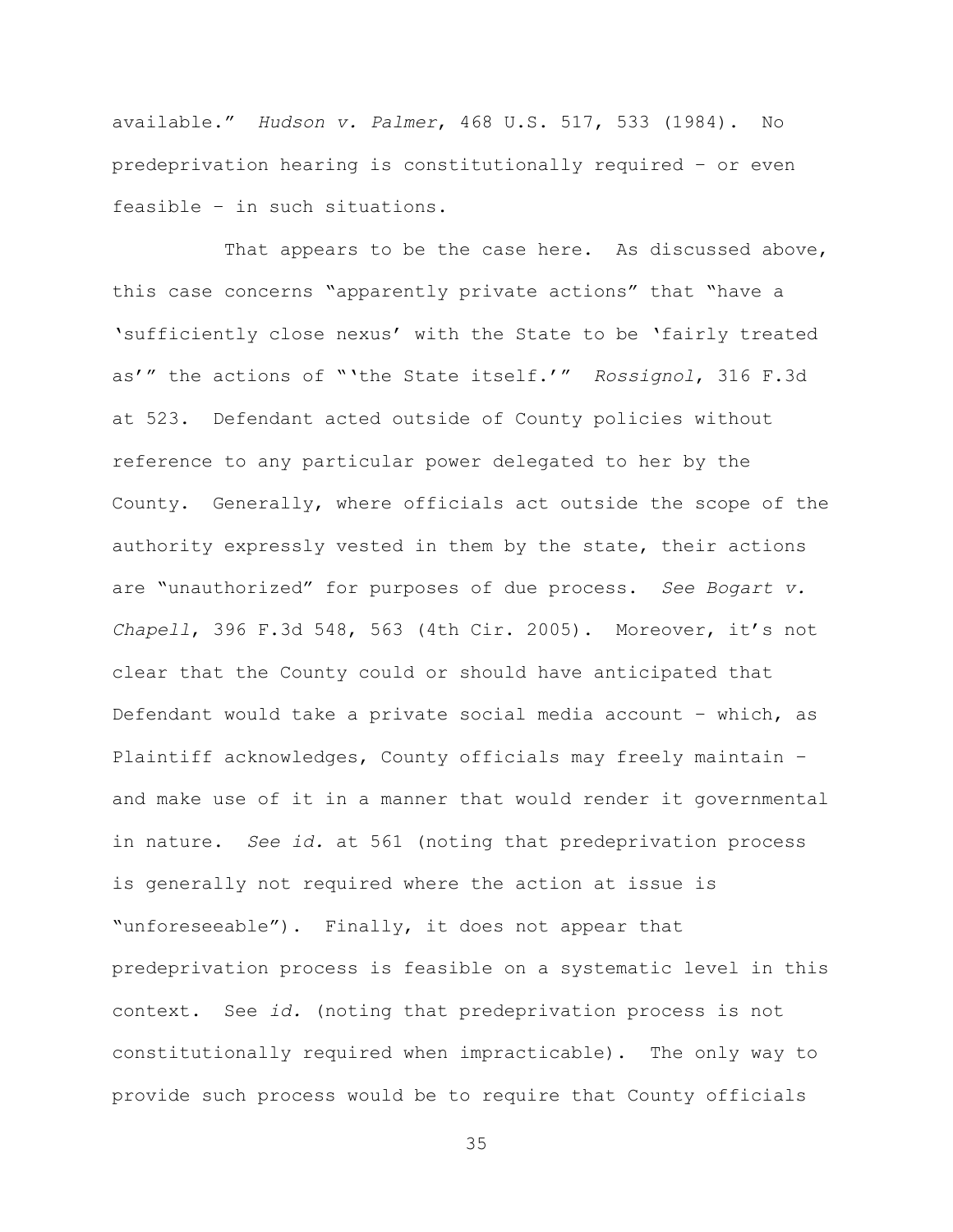available." *Hudson v. Palmer*, 468 U.S. 517, 533 (1984). No predeprivation hearing is constitutionally required – or even feasible – in such situations.

That appears to be the case here. As discussed above, this case concerns "apparently private actions" that "have a 'sufficiently close nexus' with the State to be 'fairly treated as'" the actions of "'the State itself.'" *Rossignol*, 316 F.3d at 523. Defendant acted outside of County policies without reference to any particular power delegated to her by the County. Generally, where officials act outside the scope of the authority expressly vested in them by the state, their actions are "unauthorized" for purposes of due process. *See Bogart v. Chapell*, 396 F.3d 548, 563 (4th Cir. 2005). Moreover, it's not clear that the County could or should have anticipated that Defendant would take a private social media account – which, as Plaintiff acknowledges, County officials may freely maintain – and make use of it in a manner that would render it governmental in nature. *See id.* at 561 (noting that predeprivation process is generally not required where the action at issue is "unforeseeable"). Finally, it does not appear that predeprivation process is feasible on a systematic level in this context. See *id.* (noting that predeprivation process is not constitutionally required when impracticable). The only way to provide such process would be to require that County officials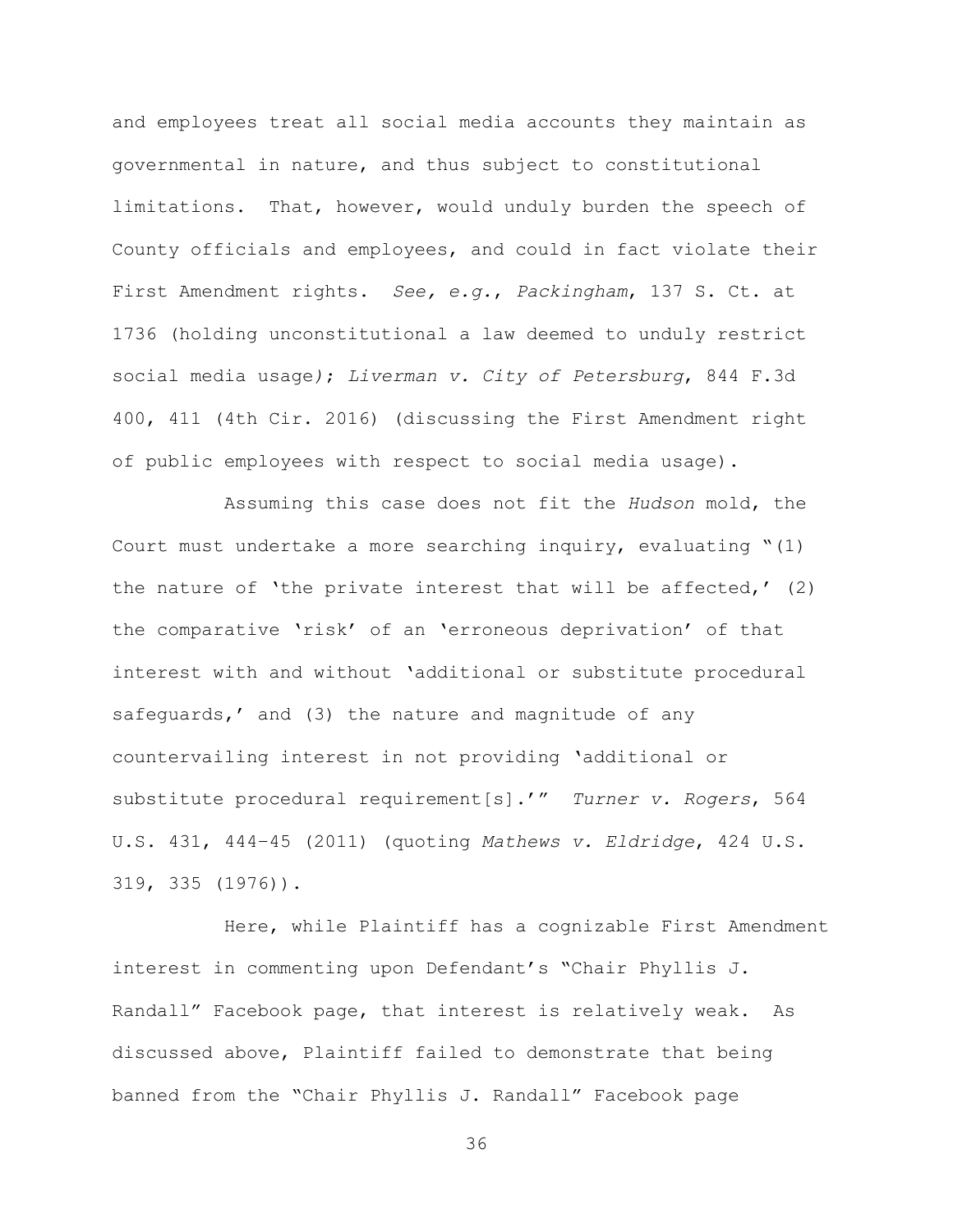and employees treat all social media accounts they maintain as governmental in nature, and thus subject to constitutional limitations. That, however, would unduly burden the speech of County officials and employees, and could in fact violate their First Amendment rights. *See, e.g.*, *Packingham*, 137 S. Ct. at 1736 (holding unconstitutional a law deemed to unduly restrict social media usage); *Liverman v. City of Petersburg*, 844 F.3d 400, 411 (4th Cir. 2016) (discussing the First Amendment right of public employees with respect to social media usage).

Assuming this case does not fit the *Hudson* mold, the Court must undertake a more searching inquiry, evaluating "(1) the nature of 'the private interest that will be affected,' (2) the comparative 'risk' of an 'erroneous deprivation' of that interest with and without 'additional or substitute procedural safeguards,' and (3) the nature and magnitude of any countervailing interest in not providing 'additional or substitute procedural requirement[s].'" *Turner v. Rogers*, 564 U.S. 431, 444–45 (2011) (quoting *Mathews v. Eldridge*, 424 U.S. 319, 335 (1976)).

Here, while Plaintiff has a cognizable First Amendment interest in commenting upon Defendant's "Chair Phyllis J. Randall" Facebook page, that interest is relatively weak. As discussed above, Plaintiff failed to demonstrate that being banned from the "Chair Phyllis J. Randall" Facebook page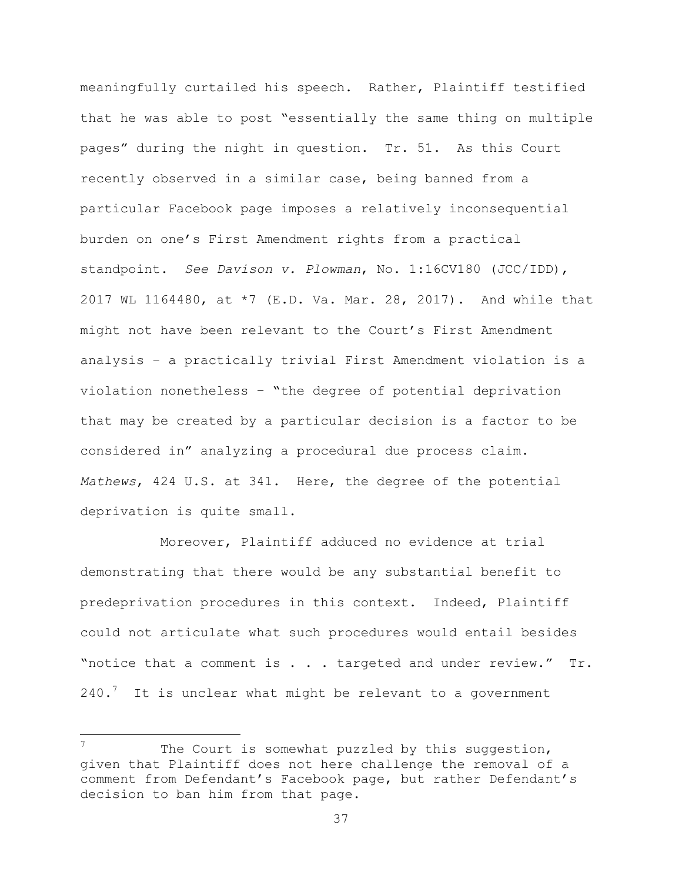meaningfully curtailed his speech. Rather, Plaintiff testified that he was able to post "essentially the same thing on multiple pages" during the night in question. Tr. 51. As this Court recently observed in a similar case, being banned from a particular Facebook page imposes a relatively inconsequential burden on one's First Amendment rights from a practical standpoint. *See Davison v. Plowman*, No. 1:16CV180 (JCC/IDD), 2017 WL 1164480, at *7 (E.D. Va. Mar. 28, 2017). And while that might not have been relevant to the Court's First Amendment analysis – a practically trivial First Amendment violation is a violation nonetheless – "the degree of potential deprivation that may be created by a particular decision is a factor to be considered in" analyzing a procedural due process claim. *Mathews*, 424 U.S. at 341. Here, the degree of the potential deprivation is quite small.

Moreover, Plaintiff adduced no evidence at trial demonstrating that there would be any substantial benefit to predeprivation procedures in this context. Indeed, Plaintiff could not articulate what such procedures would entail besides "notice that a comment is . . . targeted and under review." Tr. 240.[7] It is unclear what might be relevant to a government

---

[7] The Court is somewhat puzzled by this suggestion, given that Plaintiff does not here challenge the removal of a comment from Defendant's Facebook page, but rather Defendant's decision to ban him from that page.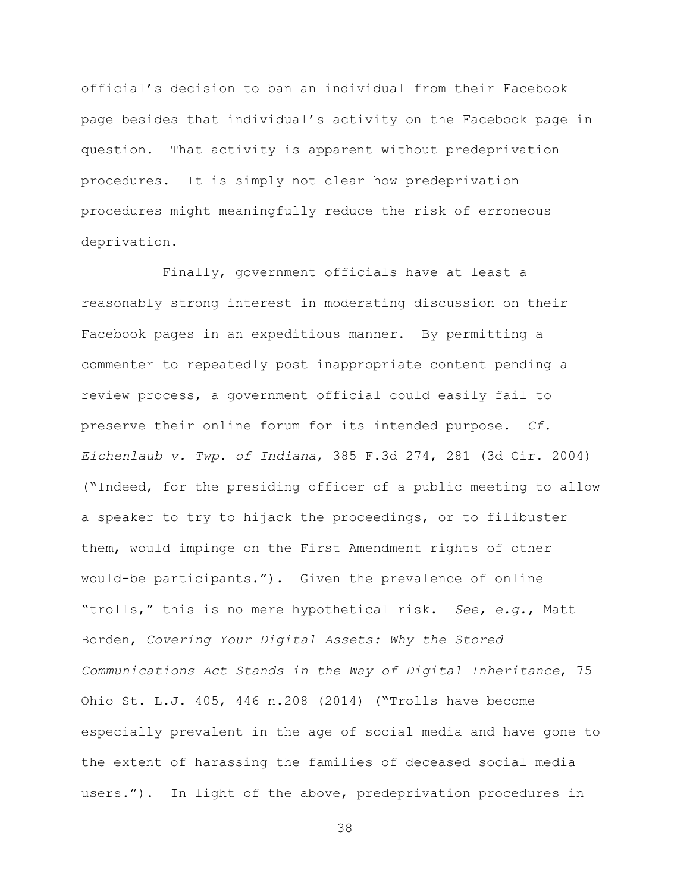official's decision to ban an individual from their Facebook page besides that individual's activity on the Facebook page in question. That activity is apparent without predeprivation procedures. It is simply not clear how predeprivation procedures might meaningfully reduce the risk of erroneous deprivation.

Finally, government officials have at least a reasonably strong interest in moderating discussion on their Facebook pages in an expeditious manner. By permitting a commenter to repeatedly post inappropriate content pending a review process, a government official could easily fail to preserve their online forum for its intended purpose. *Cf. Eichenlaub v. Twp. of Indiana*, 385 F.3d 274, 281 (3d Cir. 2004) ("Indeed, for the presiding officer of a public meeting to allow a speaker to try to hijack the proceedings, or to filibuster them, would impinge on the First Amendment rights of other would-be participants."). Given the prevalence of online "trolls," this is no mere hypothetical risk. *See, e.g.*, Matt Borden, *Covering Your Digital Assets: Why the Stored Communications Act Stands in the Way of Digital Inheritance*, 75 Ohio St. L.J. 405, 446 n.208 (2014) ("Trolls have become especially prevalent in the age of social media and have gone to the extent of harassing the families of deceased social media users."). In light of the above, predeprivation procedures in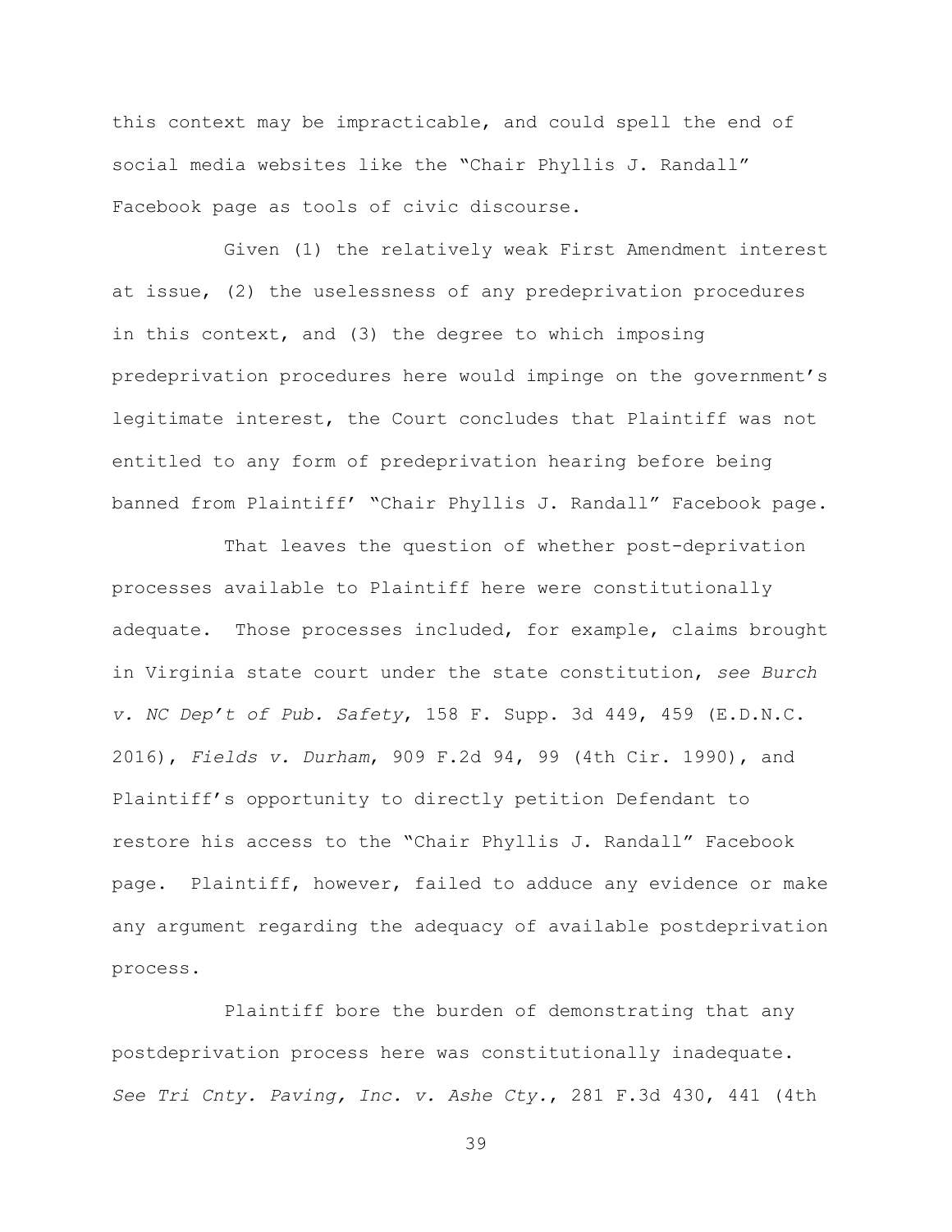this context may be impracticable, and could spell the end of social media websites like the "Chair Phyllis J. Randall" Facebook page as tools of civic discourse.

Given (1) the relatively weak First Amendment interest at issue, (2) the uselessness of any predeprivation procedures in this context, and (3) the degree to which imposing predeprivation procedures here would impinge on the government's legitimate interest, the Court concludes that Plaintiff was not entitled to any form of predeprivation hearing before being banned from Plaintiff' "Chair Phyllis J. Randall" Facebook page.

That leaves the question of whether post-deprivation processes available to Plaintiff here were constitutionally adequate. Those processes included, for example, claims brought in Virginia state court under the state constitution, *see Burch v. NC Dep't of Pub. Safety*, 158 F. Supp. 3d 449, 459 (E.D.N.C. 2016), *Fields v. Durham*, 909 F.2d 94, 99 (4th Cir. 1990), and Plaintiff's opportunity to directly petition Defendant to restore his access to the "Chair Phyllis J. Randall" Facebook page. Plaintiff, however, failed to adduce any evidence or make any argument regarding the adequacy of available postdeprivation process.

Plaintiff bore the burden of demonstrating that any postdeprivation process here was constitutionally inadequate. *See Tri Cnty. Paving, Inc. v. Ashe Cty.*, 281 F.3d 430, 441 (4th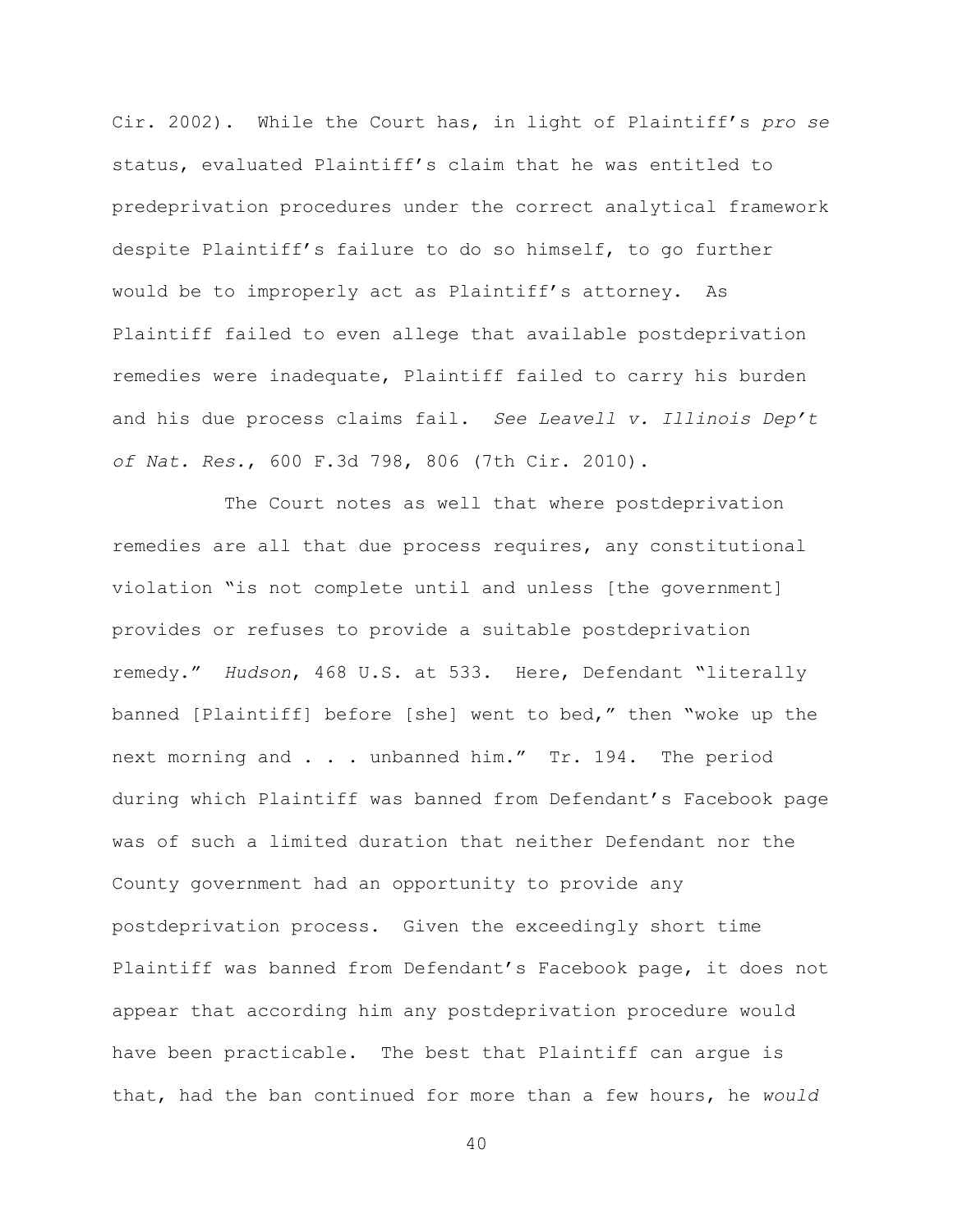Cir. 2002). While the Court has, in light of Plaintiff's *pro se* status, evaluated Plaintiff's claim that he was entitled to predeprivation procedures under the correct analytical framework despite Plaintiff's failure to do so himself, to go further would be to improperly act as Plaintiff's attorney. As Plaintiff failed to even allege that available postdeprivation remedies were inadequate, Plaintiff failed to carry his burden and his due process claims fail. *See Leavell v. Illinois Dep't of Nat. Res.*, 600 F.3d 798, 806 (7th Cir. 2010).

The Court notes as well that where postdeprivation remedies are all that due process requires, any constitutional violation "is not complete until and unless [the government] provides or refuses to provide a suitable postdeprivation remedy." *Hudson*, 468 U.S. at 533. Here, Defendant "literally banned [Plaintiff] before [she] went to bed," then "woke up the next morning and . . . unbanned him." Tr. 194. The period during which Plaintiff was banned from Defendant's Facebook page was of such a limited duration that neither Defendant nor the County government had an opportunity to provide any postdeprivation process. Given the exceedingly short time Plaintiff was banned from Defendant's Facebook page, it does not appear that according him any postdeprivation procedure would have been practicable. The best that Plaintiff can argue is that, had the ban continued for more than a few hours, he *would*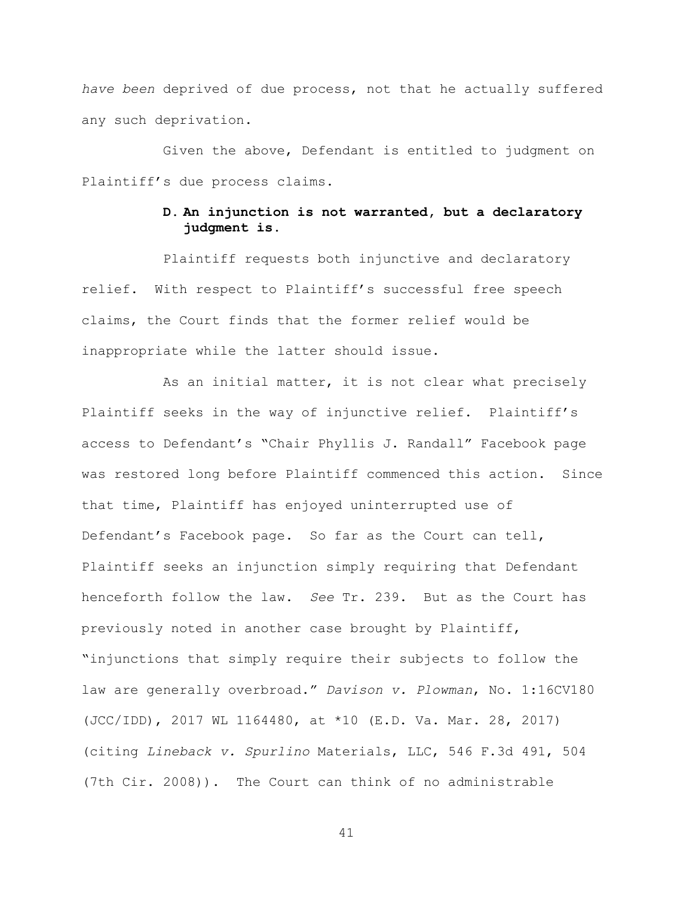*have been* deprived of due process, not that he actually suffered any such deprivation.

Given the above, Defendant is entitled to judgment on Plaintiff's due process claims.

### D. An injunction is not warranted, but a declaratory judgment is.

Plaintiff requests both injunctive and declaratory relief. With respect to Plaintiff's successful free speech claims, the Court finds that the former relief would be inappropriate while the latter should issue.

As an initial matter, it is not clear what precisely Plaintiff seeks in the way of injunctive relief. Plaintiff's access to Defendant's "Chair Phyllis J. Randall" Facebook page was restored long before Plaintiff commenced this action. Since that time, Plaintiff has enjoyed uninterrupted use of Defendant's Facebook page. So far as the Court can tell, Plaintiff seeks an injunction simply requiring that Defendant henceforth follow the law. *See* Tr. 239. But as the Court has previously noted in another case brought by Plaintiff, "injunctions that simply require their subjects to follow the law are generally overbroad." *Davison v. Plowman*, No. 1:16CV180 (JCC/IDD), 2017 WL 1164480, at *10 (E.D. Va. Mar. 28, 2017) (citing *Lineback v. Spurlino* Materials, LLC, 546 F.3d 491, 504 (7th Cir. 2008)). The Court can think of no administrable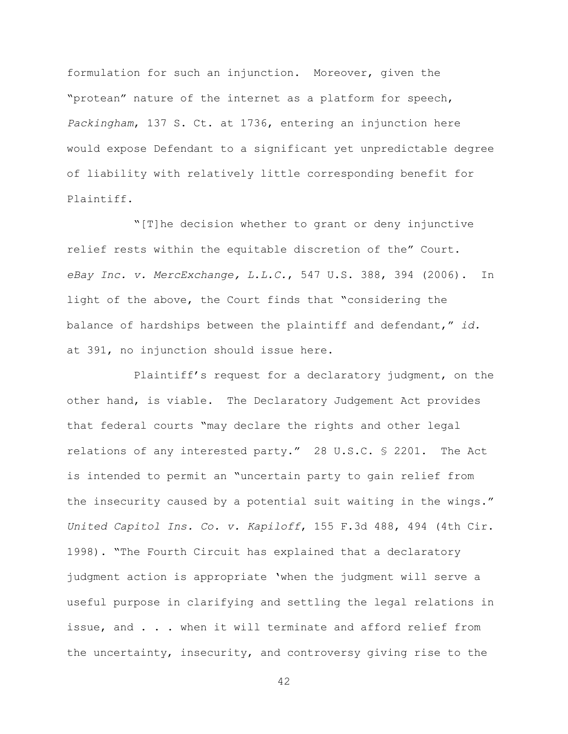formulation for such an injunction. Moreover, given the "protean" nature of the internet as a platform for speech, *Packingham*, 137 S. Ct. at 1736, entering an injunction here would expose Defendant to a significant yet unpredictable degree of liability with relatively little corresponding benefit for Plaintiff.

"[T]he decision whether to grant or deny injunctive relief rests within the equitable discretion of the" Court. *eBay Inc. v. MercExchange, L.L.C.*, 547 U.S. 388, 394 (2006). In light of the above, the Court finds that "considering the balance of hardships between the plaintiff and defendant," *id.* at 391, no injunction should issue here.

Plaintiff's request for a declaratory judgment, on the other hand, is viable. The Declaratory Judgement Act provides that federal courts "may declare the rights and other legal relations of any interested party." 28 U.S.C. § 2201. The Act is intended to permit an "uncertain party to gain relief from the insecurity caused by a potential suit waiting in the wings." *United Capitol Ins. Co. v. Kapiloff*, 155 F.3d 488, 494 (4th Cir. 1998). "The Fourth Circuit has explained that a declaratory judgment action is appropriate 'when the judgment will serve a useful purpose in clarifying and settling the legal relations in issue, and . . . when it will terminate and afford relief from the uncertainty, insecurity, and controversy giving rise to the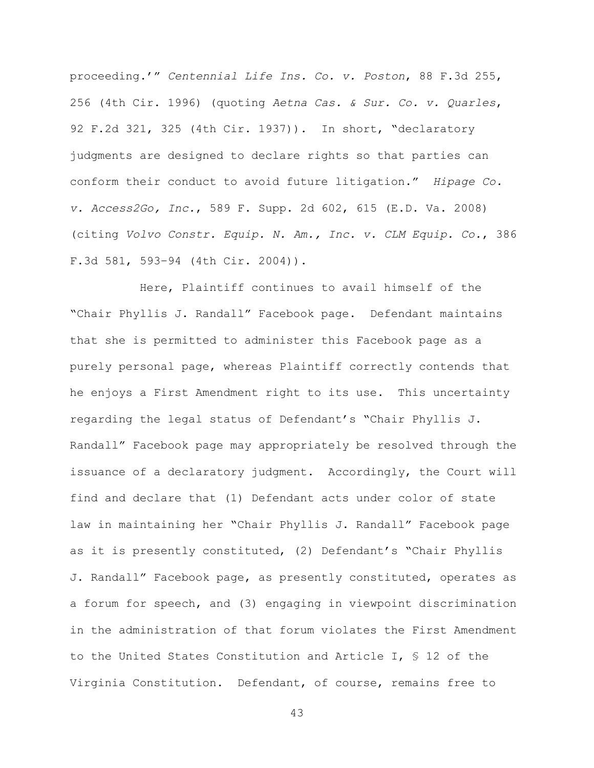proceeding.'" *Centennial Life Ins. Co. v. Poston*, 88 F.3d 255, 256 (4th Cir. 1996) (quoting *Aetna Cas. & Sur. Co. v. Quarles*, 92 F.2d 321, 325 (4th Cir. 1937)). In short, "declaratory judgments are designed to declare rights so that parties can conform their conduct to avoid future litigation." *Hipage Co. v. Access2Go, Inc.*, 589 F. Supp. 2d 602, 615 (E.D. Va. 2008) (citing *Volvo Constr. Equip. N. Am., Inc. v. CLM Equip. Co.*, 386 F.3d 581, 593–94 (4th Cir. 2004)).

Here, Plaintiff continues to avail himself of the "Chair Phyllis J. Randall" Facebook page. Defendant maintains that she is permitted to administer this Facebook page as a purely personal page, whereas Plaintiff correctly contends that he enjoys a First Amendment right to its use. This uncertainty regarding the legal status of Defendant's "Chair Phyllis J. Randall" Facebook page may appropriately be resolved through the issuance of a declaratory judgment. Accordingly, the Court will find and declare that (1) Defendant acts under color of state law in maintaining her "Chair Phyllis J. Randall" Facebook page as it is presently constituted, (2) Defendant's "Chair Phyllis J. Randall" Facebook page, as presently constituted, operates as a forum for speech, and (3) engaging in viewpoint discrimination in the administration of that forum violates the First Amendment to the United States Constitution and Article I, § 12 of the Virginia Constitution. Defendant, of course, remains free to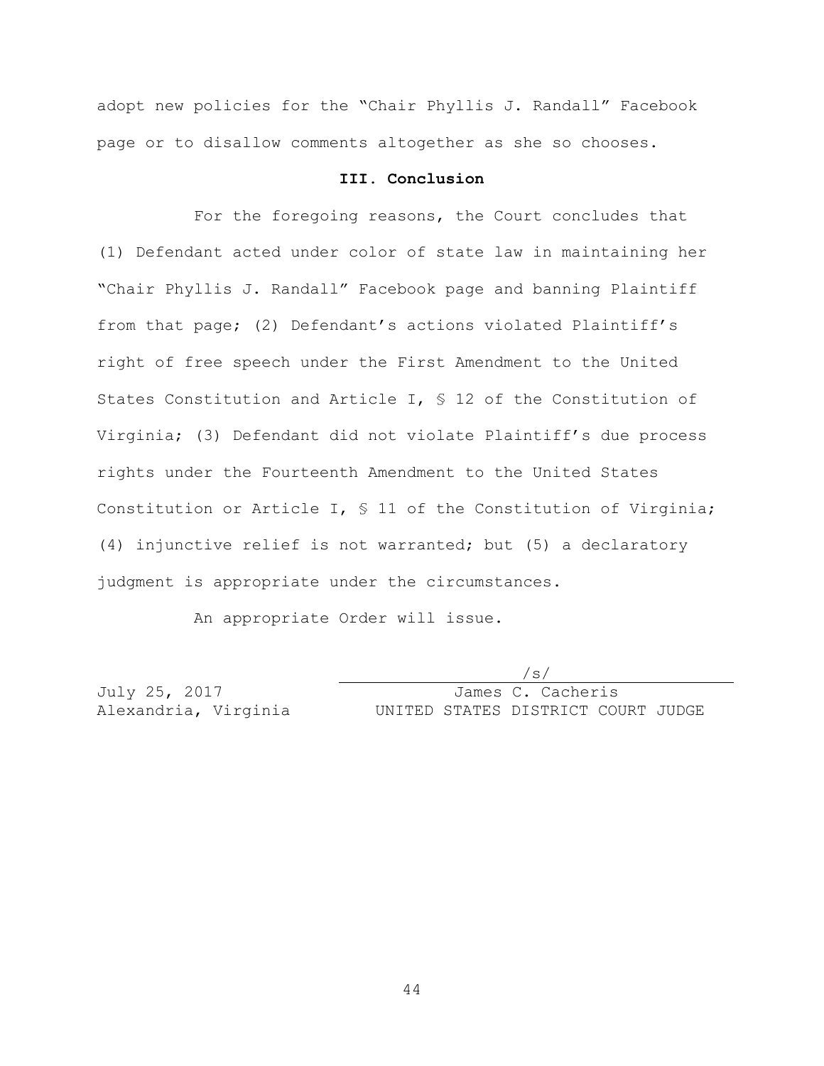adopt new policies for the "Chair Phyllis J. Randall" Facebook page or to disallow comments altogether as she so chooses.

## III. Conclusion

For the foregoing reasons, the Court concludes that (1) Defendant acted under color of state law in maintaining her "Chair Phyllis J. Randall" Facebook page and banning Plaintiff from that page; (2) Defendant's actions violated Plaintiff's right of free speech under the First Amendment to the United States Constitution and Article I, § 12 of the Constitution of Virginia; (3) Defendant did not violate Plaintiff's due process rights under the Fourteenth Amendment to the United States Constitution or Article I, § 11 of the Constitution of Virginia; (4) injunctive relief is not warranted; but (5) a declaratory judgment is appropriate under the circumstances.

An appropriate Order will issue.

/s/
James C. Cacheris
UNITED STATES DISTRICT COURT JUDGE

July 25, 2017
Alexandria, Virginia